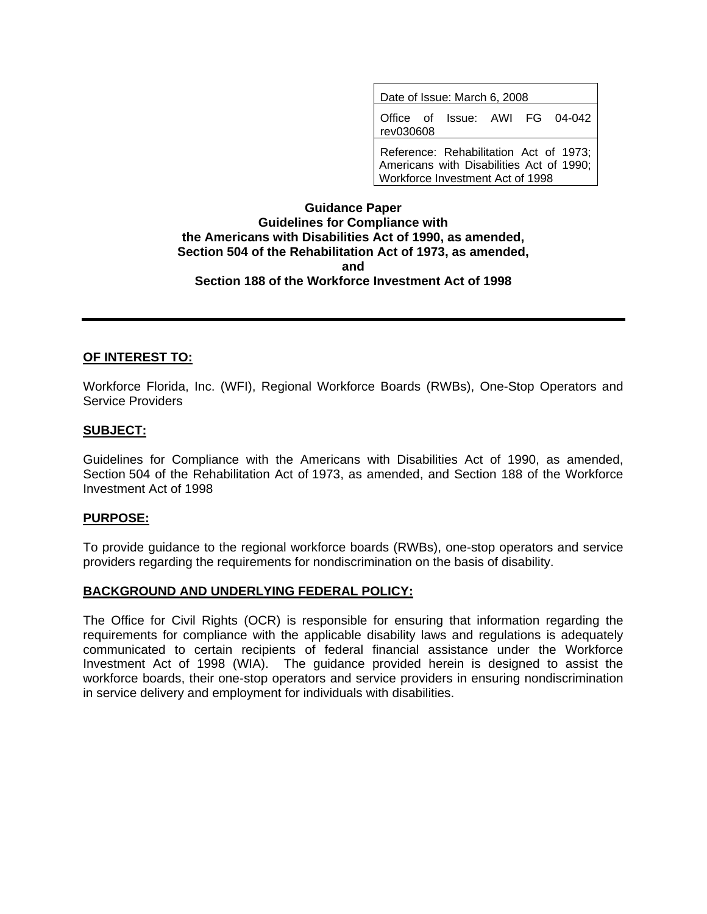| Date of Issue: March 6, 2008 |
| --- |
| Office of Issue: AWI FG 04-042 rev030608 |
| Reference: Rehabilitation Act of 1973; Americans with Disabilities Act of 1990; Workforce Investment Act of 1998 |

**Guidance Paper**
**Guidelines for Compliance with**
**the Americans with Disabilities Act of 1990, as amended,**
**Section 504 of the Rehabilitation Act of 1973, as amended,**
**and**
**Section 188 of the Workforce Investment Act of 1998**

---

## OF INTEREST TO:

Workforce Florida, Inc. (WFI), Regional Workforce Boards (RWBs), One-Stop Operators and Service Providers

## SUBJECT:

Guidelines for Compliance with the Americans with Disabilities Act of 1990, as amended, Section 504 of the Rehabilitation Act of 1973, as amended, and Section 188 of the Workforce Investment Act of 1998

## PURPOSE:

To provide guidance to the regional workforce boards (RWBs), one-stop operators and service providers regarding the requirements for nondiscrimination on the basis of disability.

## BACKGROUND AND UNDERLYING FEDERAL POLICY:

The Office for Civil Rights (OCR) is responsible for ensuring that information regarding the requirements for compliance with the applicable disability laws and regulations is adequately communicated to certain recipients of federal financial assistance under the Workforce Investment Act of 1998 (WIA). The guidance provided herein is designed to assist the workforce boards, their one-stop operators and service providers in ensuring nondiscrimination in service delivery and employment for individuals with disabilities.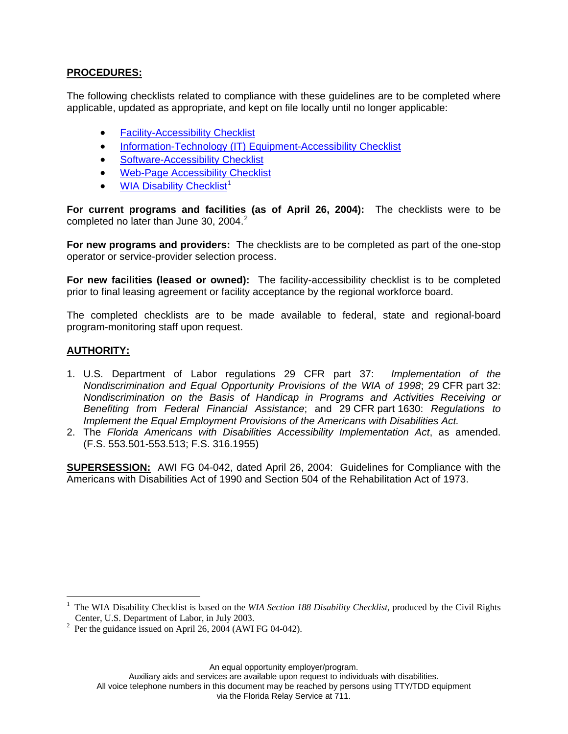**PROCEDURES:**

The following checklists related to compliance with these guidelines are to be completed where applicable, updated as appropriate, and kept on file locally until no longer applicable:

- Facility-Accessibility Checklist
- Information-Technology (IT) Equipment-Accessibility Checklist
- Software-Accessibility Checklist
- Web-Page Accessibility Checklist
- WIA Disability Checklist[1]

**For current programs and facilities (as of April 26, 2004):** The checklists were to be completed no later than June 30, 2004.[2]

**For new programs and providers:** The checklists are to be completed as part of the one-stop operator or service-provider selection process.

**For new facilities (leased or owned):** The facility-accessibility checklist is to be completed prior to final leasing agreement or facility acceptance by the regional workforce board.

The completed checklists are to be made available to federal, state and regional-board program-monitoring staff upon request.

**AUTHORITY:**

1. U.S. Department of Labor regulations 29 CFR part 37: *Implementation of the Nondiscrimination and Equal Opportunity Provisions of the WIA of 1998*; 29 CFR part 32: *Nondiscrimination on the Basis of Handicap in Programs and Activities Receiving or Benefiting from Federal Financial Assistance*; and 29 CFR part 1630: *Regulations to Implement the Equal Employment Provisions of the Americans with Disabilities Act.*
2. The *Florida Americans with Disabilities Accessibility Implementation Act*, as amended. (F.S. 553.501-553.513; F.S. 316.1955)

**SUPERSESSION:** AWI FG 04-042, dated April 26, 2004: Guidelines for Compliance with the Americans with Disabilities Act of 1990 and Section 504 of the Rehabilitation Act of 1973.

---

[1] The WIA Disability Checklist is based on the *WIA Section 188 Disability Checklist*, produced by the Civil Rights Center, U.S. Department of Labor, in July 2003.

[2] Per the guidance issued on April 26, 2004 (AWI FG 04-042).

An equal opportunity employer/program.
Auxiliary aids and services are available upon request to individuals with disabilities.
All voice telephone numbers in this document may be reached by persons using TTY/TDD equipment via the Florida Relay Service at 711.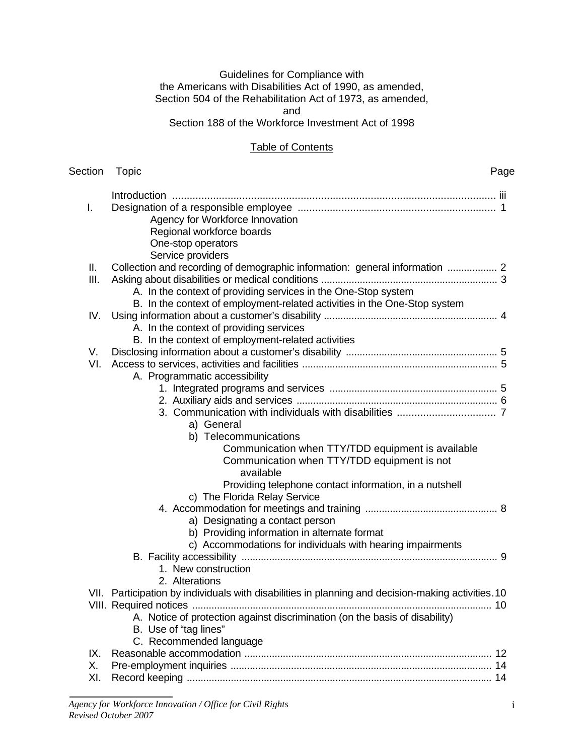Guidelines for Compliance with
the Americans with Disabilities Act of 1990, as amended,
Section 504 of the Rehabilitation Act of 1973, as amended,
and
Section 188 of the Workforce Investment Act of 1998

## Table of Contents

| Section | Topic | Page |
|---|---|---|
| | Introduction | iii |
| I. | Designation of a responsible employee | 1 |
| | Agency for Workforce Innovation | |
| | Regional workforce boards | |
| | One-stop operators | |
| | Service providers | |
| II. | Collection and recording of demographic information: general information | 2 |
| III. | Asking about disabilities or medical conditions | 3 |
| | A. In the context of providing services in the One-Stop system | |
| | B. In the context of employment-related activities in the One-Stop system | |
| IV. | Using information about a customer's disability | 4 |
| | A. In the context of providing services | |
| | B. In the context of employment-related activities | |
| V. | Disclosing information about a customer's disability | 5 |
| VI. | Access to services, activities and facilities | 5 |
| | A. Programmatic accessibility | |
| | 1. Integrated programs and services | 5 |
| | 2. Auxiliary aids and services | 6 |
| | 3. Communication with individuals with disabilities | 7 |
| | a) General | |
| | b) Telecommunications | |
| | Communication when TTY/TDD equipment is available | |
| | Communication when TTY/TDD equipment is not available | |
| | Providing telephone contact information, in a nutshell | |
| | c) The Florida Relay Service | |
| | 4. Accommodation for meetings and training | 8 |
| | a) Designating a contact person | |
| | b) Providing information in alternate format | |
| | c) Accommodations for individuals with hearing impairments | |
| | B. Facility accessibility | 9 |
| | 1. New construction | |
| | 2. Alterations | |
| VII. | Participation by individuals with disabilities in planning and decision-making activities | 10 |
| VIII. | Required notices | 10 |
| | A. Notice of protection against discrimination (on the basis of disability) | |
| | B. Use of "tag lines" | |
| | C. Recommended language | |
| IX. | Reasonable accommodation | 12 |
| X. | Pre-employment inquiries | 14 |
| XI. | Record keeping | 14 |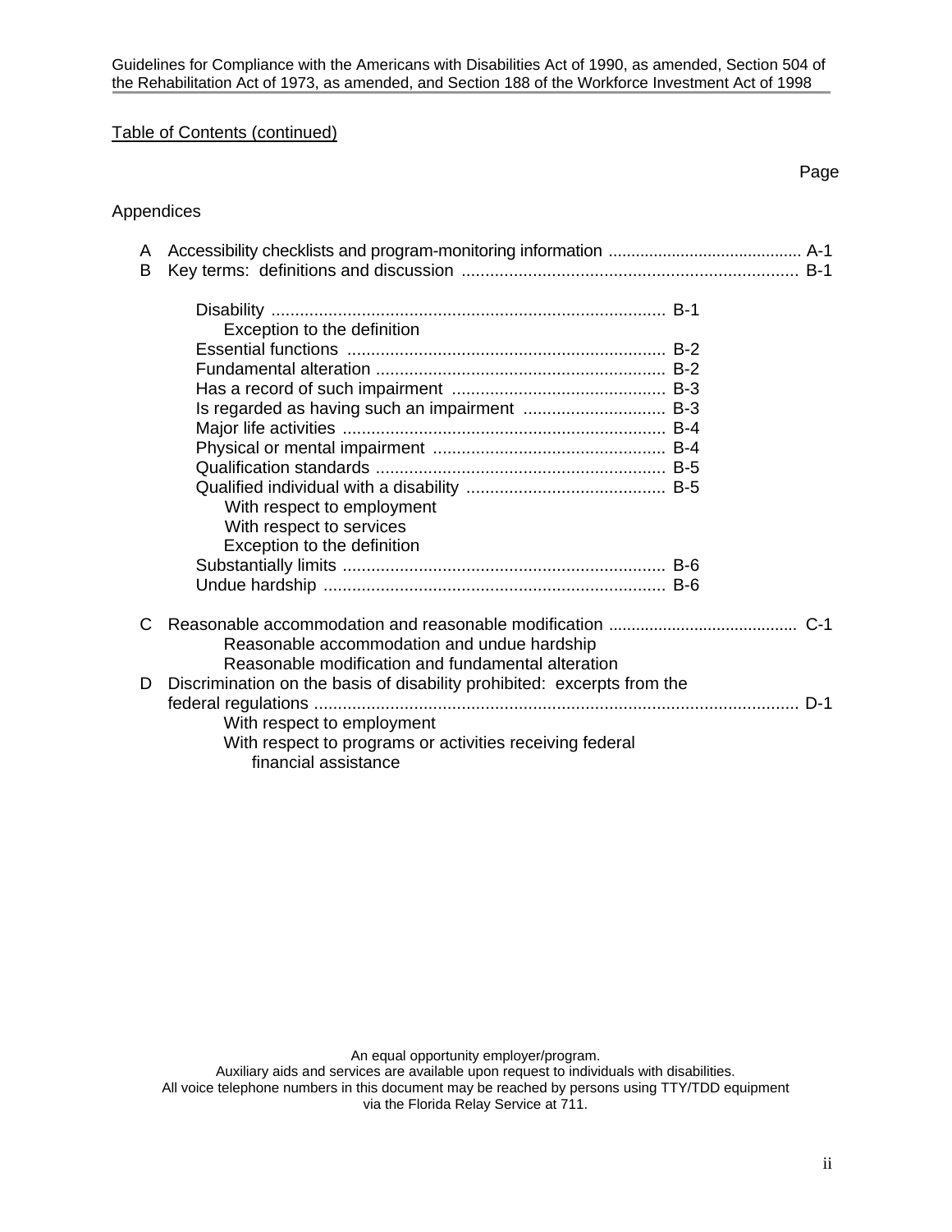Table of Contents (continued)

Page

Appendices

A Accessibility checklists and program-monitoring information .......................................... A-1

B Key terms: definitions and discussion ....................................................................... B-1

- Disability ................................................................................... B-1
  - Exception to the definition
- Essential functions ................................................................... B-2
- Fundamental alteration ............................................................. B-2
- Has a record of such impairment ............................................. B-3
- Is regarded as having such an impairment .............................. B-3
- Major life activities .................................................................... B-4
- Physical or mental impairment ................................................. B-4
- Qualification standards ............................................................ B-5
- Qualified individual with a disability .......................................... B-5
  - With respect to employment
  - With respect to services
  - Exception to the definition
- Substantially limits .................................................................... B-6
- Undue hardship ........................................................................ B-6

C Reasonable accommodation and reasonable modification ......................................... C-1
- Reasonable accommodation and undue hardship
- Reasonable modification and fundamental alteration

D Discrimination on the basis of disability prohibited: excerpts from the federal regulations ..................................................................................................... D-1
- With respect to employment
- With respect to programs or activities receiving federal financial assistance

An equal opportunity employer/program.
Auxiliary aids and services are available upon request to individuals with disabilities.
All voice telephone numbers in this document may be reached by persons using TTY/TDD equipment via the Florida Relay Service at 711.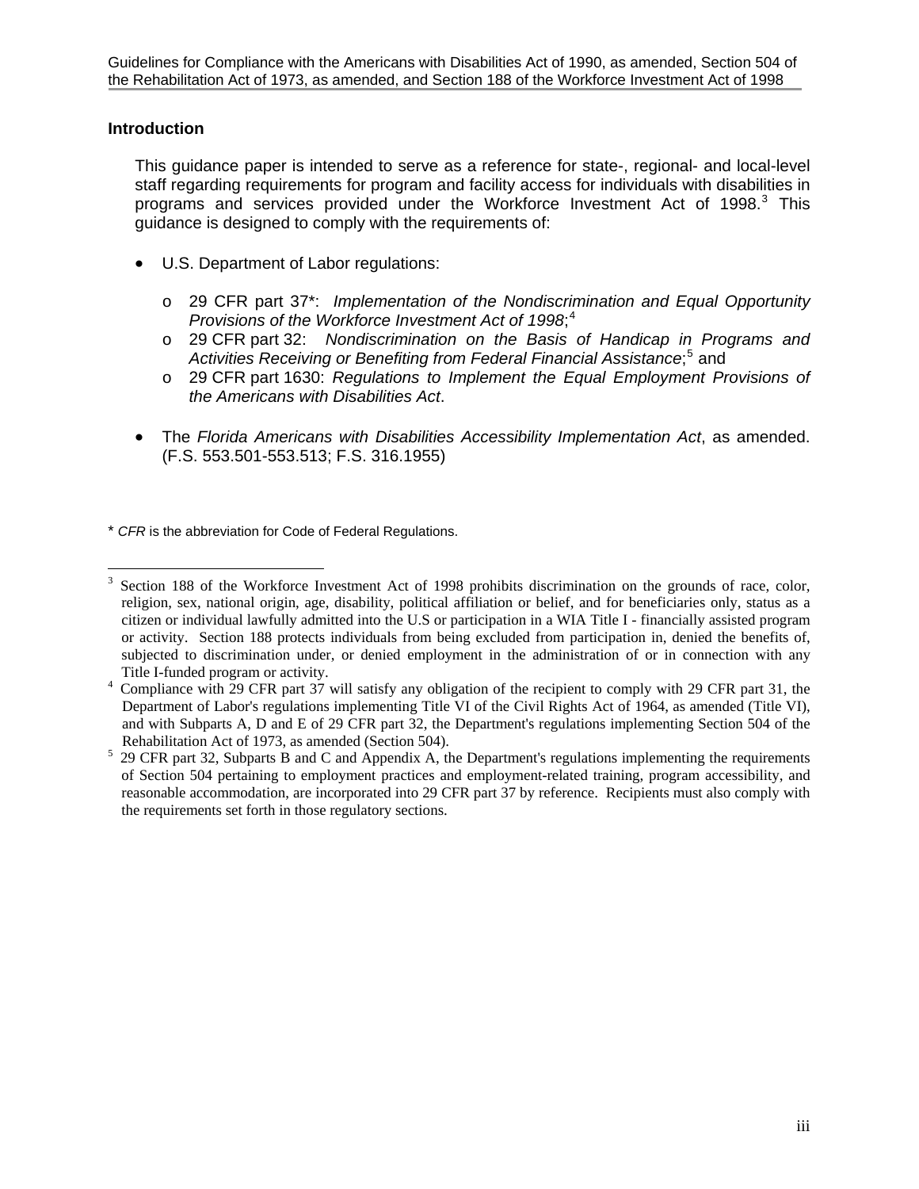## Introduction

This guidance paper is intended to serve as a reference for state-, regional- and local-level staff regarding requirements for program and facility access for individuals with disabilities in programs and services provided under the Workforce Investment Act of 1998.[3] This guidance is designed to comply with the requirements of:

- U.S. Department of Labor regulations:
  - 29 CFR part 37*: *Implementation of the Nondiscrimination and Equal Opportunity Provisions of the Workforce Investment Act of 1998*;[4]
  - 29 CFR part 32: *Nondiscrimination on the Basis of Handicap in Programs and Activities Receiving or Benefiting from Federal Financial Assistance*;[5] and
  - 29 CFR part 1630: *Regulations to Implement the Equal Employment Provisions of the Americans with Disabilities Act*.
- The *Florida Americans with Disabilities Accessibility Implementation Act*, as amended. (F.S. 553.501-553.513; F.S. 316.1955)

\* *CFR* is the abbreviation for Code of Federal Regulations.

---

[3] Section 188 of the Workforce Investment Act of 1998 prohibits discrimination on the grounds of race, color, religion, sex, national origin, age, disability, political affiliation or belief, and for beneficiaries only, status as a citizen or individual lawfully admitted into the U.S or participation in a WIA Title I - financially assisted program or activity. Section 188 protects individuals from being excluded from participation in, denied the benefits of, subjected to discrimination under, or denied employment in the administration of or in connection with any Title I-funded program or activity.

[4] Compliance with 29 CFR part 37 will satisfy any obligation of the recipient to comply with 29 CFR part 31, the Department of Labor's regulations implementing Title VI of the Civil Rights Act of 1964, as amended (Title VI), and with Subparts A, D and E of 29 CFR part 32, the Department's regulations implementing Section 504 of the Rehabilitation Act of 1973, as amended (Section 504).

[5] 29 CFR part 32, Subparts B and C and Appendix A, the Department's regulations implementing the requirements of Section 504 pertaining to employment practices and employment-related training, program accessibility, and reasonable accommodation, are incorporated into 29 CFR part 37 by reference. Recipients must also comply with the requirements set forth in those regulatory sections.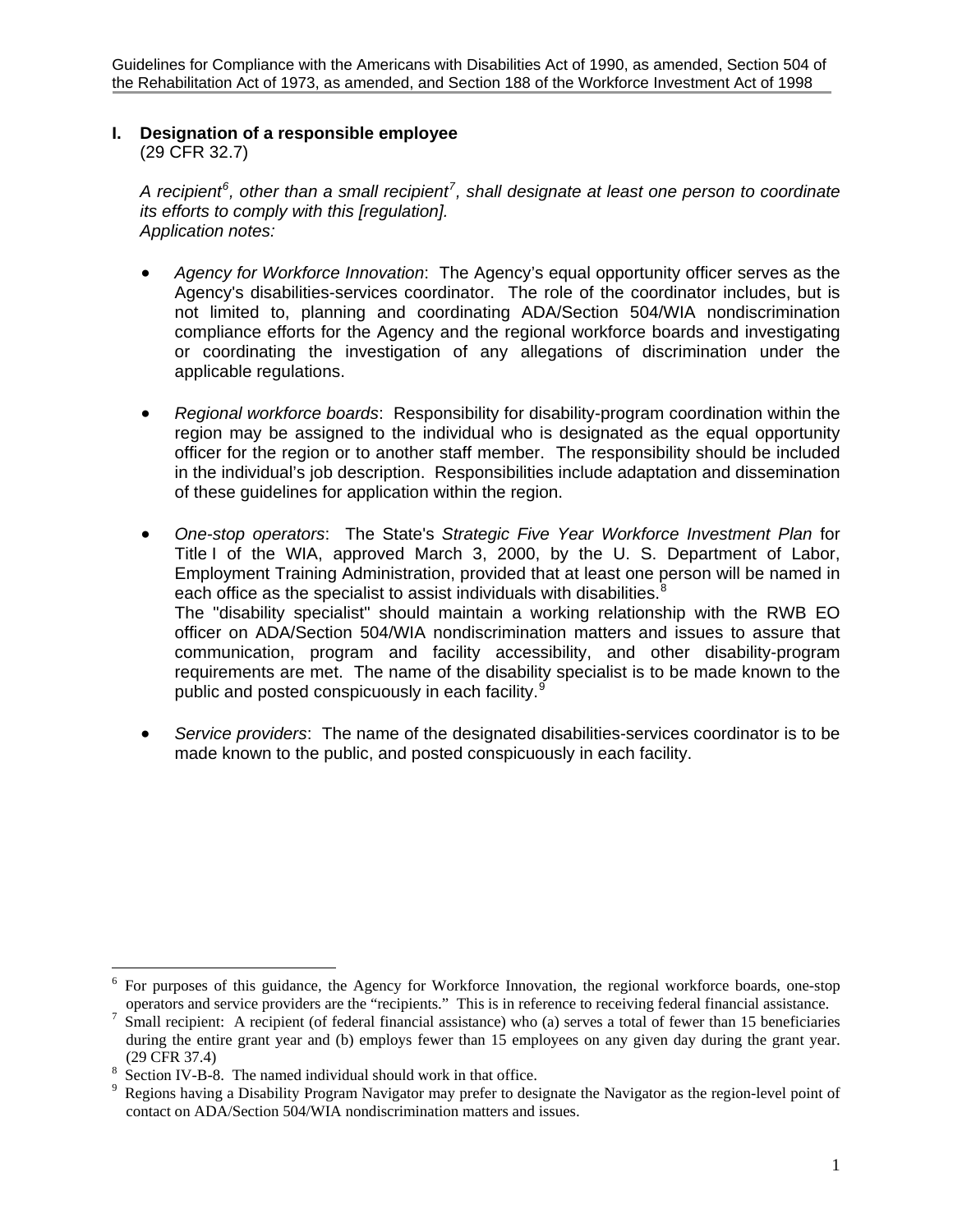## I. Designation of a responsible employee

(29 CFR 32.7)

*A recipient[6], other than a small recipient[7], shall designate at least one person to coordinate its efforts to comply with this [regulation].*
*Application notes:*

- *Agency for Workforce Innovation*: The Agency's equal opportunity officer serves as the Agency's disabilities-services coordinator. The role of the coordinator includes, but is not limited to, planning and coordinating ADA/Section 504/WIA nondiscrimination compliance efforts for the Agency and the regional workforce boards and investigating or coordinating the investigation of any allegations of discrimination under the applicable regulations.

- *Regional workforce boards*: Responsibility for disability-program coordination within the region may be assigned to the individual who is designated as the equal opportunity officer for the region or to another staff member. The responsibility should be included in the individual's job description. Responsibilities include adaptation and dissemination of these guidelines for application within the region.

- *One-stop operators*: The State's *Strategic Five Year Workforce Investment Plan* for Title I of the WIA, approved March 3, 2000, by the U. S. Department of Labor, Employment Training Administration, provided that at least one person will be named in each office as the specialist to assist individuals with disabilities.[8]
  The "disability specialist" should maintain a working relationship with the RWB EO officer on ADA/Section 504/WIA nondiscrimination matters and issues to assure that communication, program and facility accessibility, and other disability-program requirements are met. The name of the disability specialist is to be made known to the public and posted conspicuously in each facility.[9]

- *Service providers*: The name of the designated disabilities-services coordinator is to be made known to the public, and posted conspicuously in each facility.

---

[6] For purposes of this guidance, the Agency for Workforce Innovation, the regional workforce boards, one-stop operators and service providers are the "recipients." This is in reference to receiving federal financial assistance.

[7] Small recipient: A recipient (of federal financial assistance) who (a) serves a total of fewer than 15 beneficiaries during the entire grant year and (b) employs fewer than 15 employees on any given day during the grant year. (29 CFR 37.4)

[8] Section IV-B-8. The named individual should work in that office.

[9] Regions having a Disability Program Navigator may prefer to designate the Navigator as the region-level point of contact on ADA/Section 504/WIA nondiscrimination matters and issues.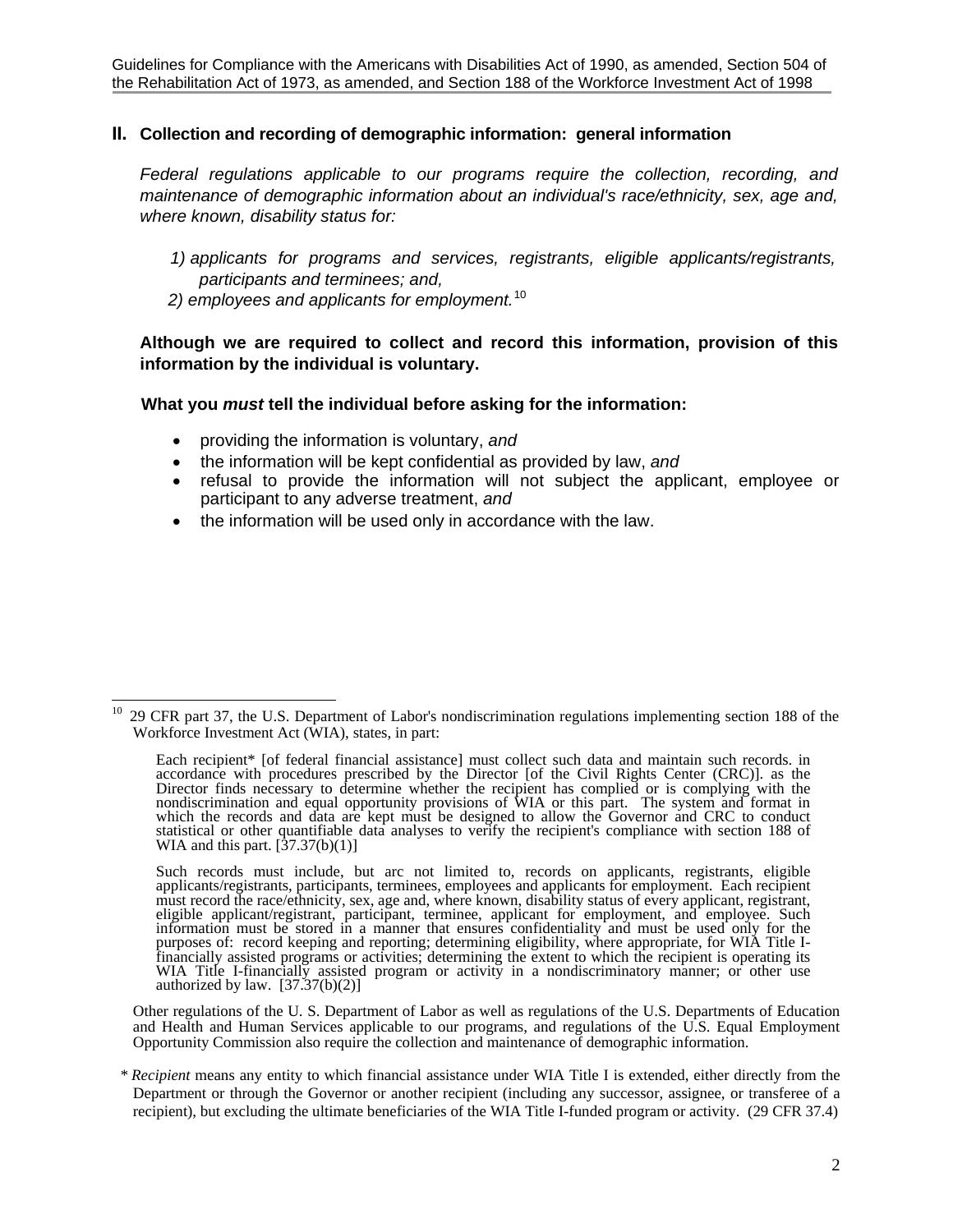## II. Collection and recording of demographic information: general information

*Federal regulations applicable to our programs require the collection, recording, and maintenance of demographic information about an individual's race/ethnicity, sex, age and, where known, disability status for:*

1) *applicants for programs and services, registrants, eligible applicants/registrants, participants and terminees; and,*
2) *employees and applicants for employment.*[10]

**Although we are required to collect and record this information, provision of this information by the individual is voluntary.**

**What you *must* tell the individual before asking for the information:**

- providing the information is voluntary, *and*
- the information will be kept confidential as provided by law, *and*
- refusal to provide the information will not subject the applicant, employee or participant to any adverse treatment, *and*
- the information will be used only in accordance with the law.

---

[10] 29 CFR part 37, the U.S. Department of Labor's nondiscrimination regulations implementing section 188 of the Workforce Investment Act (WIA), states, in part:

> Each recipient* [of federal financial assistance] must collect such data and maintain such records. in accordance with procedures prescribed by the Director [of the Civil Rights Center (CRC)]. as the Director finds necessary to determine whether the recipient has complied or is complying with the nondiscrimination and equal opportunity provisions of WIA or this part. The system and format in which the records and data are kept must be designed to allow the Governor and CRC to conduct statistical or other quantifiable data analyses to verify the recipient's compliance with section 188 of WIA and this part. [37.37(b)(1)]
>
> Such records must include, but arc not limited to, records on applicants, registrants, eligible applicants/registrants, participants, terminees, employees and applicants for employment. Each recipient must record the race/ethnicity, sex, age and, where known, disability status of every applicant, registrant, eligible applicant/registrant, participant, terminee, applicant for employment, and employee. Such information must be stored in a manner that ensures confidentiality and must be used only for the purposes of: record keeping and reporting; determining eligibility, where appropriate, for WIA Title I-financially assisted programs or activities; determining the extent to which the recipient is operating its WIA Title I-financially assisted program or activity in a nondiscriminatory manner; or other use authorized by law. [37.37(b)(2)]

Other regulations of the U. S. Department of Labor as well as regulations of the U.S. Departments of Education and Health and Human Services applicable to our programs, and regulations of the U.S. Equal Employment Opportunity Commission also require the collection and maintenance of demographic information.

\* *Recipient* means any entity to which financial assistance under WIA Title I is extended, either directly from the Department or through the Governor or another recipient (including any successor, assignee, or transferee of a recipient), but excluding the ultimate beneficiaries of the WIA Title I-funded program or activity. (29 CFR 37.4)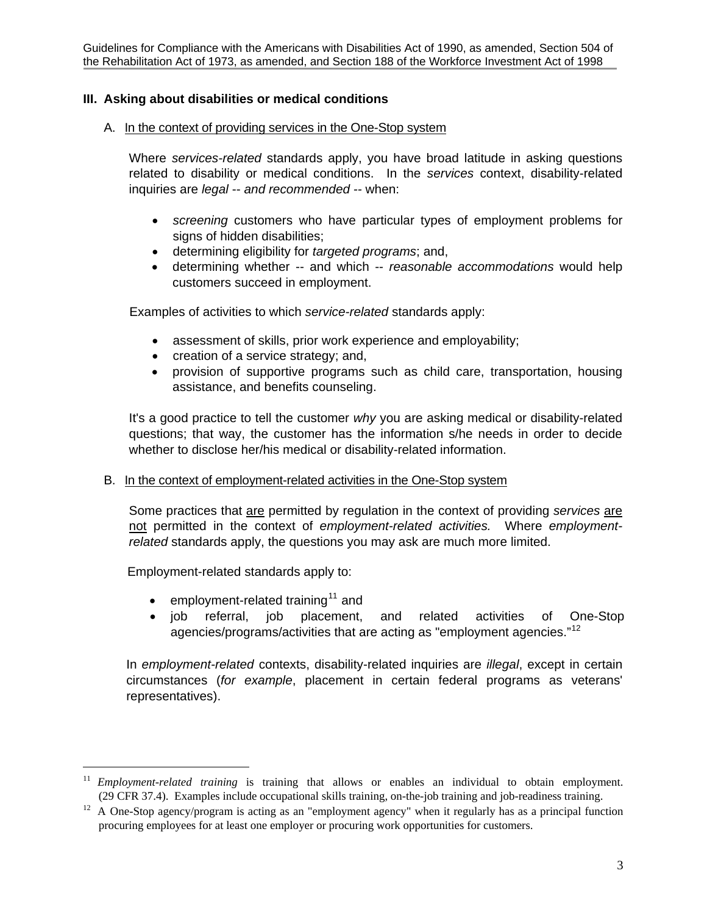## III. Asking about disabilities or medical conditions

### A. In the context of providing services in the One-Stop system

Where *services-related* standards apply, you have broad latitude in asking questions related to disability or medical conditions. In the *services* context, disability-related inquiries are *legal* -- *and recommended* -- when:

- *screening* customers who have particular types of employment problems for signs of hidden disabilities;
- determining eligibility for *targeted programs*; and,
- determining whether -- and which -- *reasonable accommodations* would help customers succeed in employment.

Examples of activities to which *service-related* standards apply:

- assessment of skills, prior work experience and employability;
- creation of a service strategy; and,
- provision of supportive programs such as child care, transportation, housing assistance, and benefits counseling.

It's a good practice to tell the customer *why* you are asking medical or disability-related questions; that way, the customer has the information s/he needs in order to decide whether to disclose her/his medical or disability-related information.

### B. In the context of employment-related activities in the One-Stop system

Some practices that are permitted by regulation in the context of providing *services* are not permitted in the context of *employment-related activities.* Where *employment-related* standards apply, the questions you may ask are much more limited.

Employment-related standards apply to:

- employment-related training[11] and
- job referral, job placement, and related activities of One-Stop agencies/programs/activities that are acting as "employment agencies."[12]

In *employment-related* contexts, disability-related inquiries are *illegal*, except in certain circumstances (*for example*, placement in certain federal programs as veterans' representatives).

---

[11] *Employment-related training* is training that allows or enables an individual to obtain employment. (29 CFR 37.4). Examples include occupational skills training, on-the-job training and job-readiness training.

[12] A One-Stop agency/program is acting as an "employment agency" when it regularly has as a principal function procuring employees for at least one employer or procuring work opportunities for customers.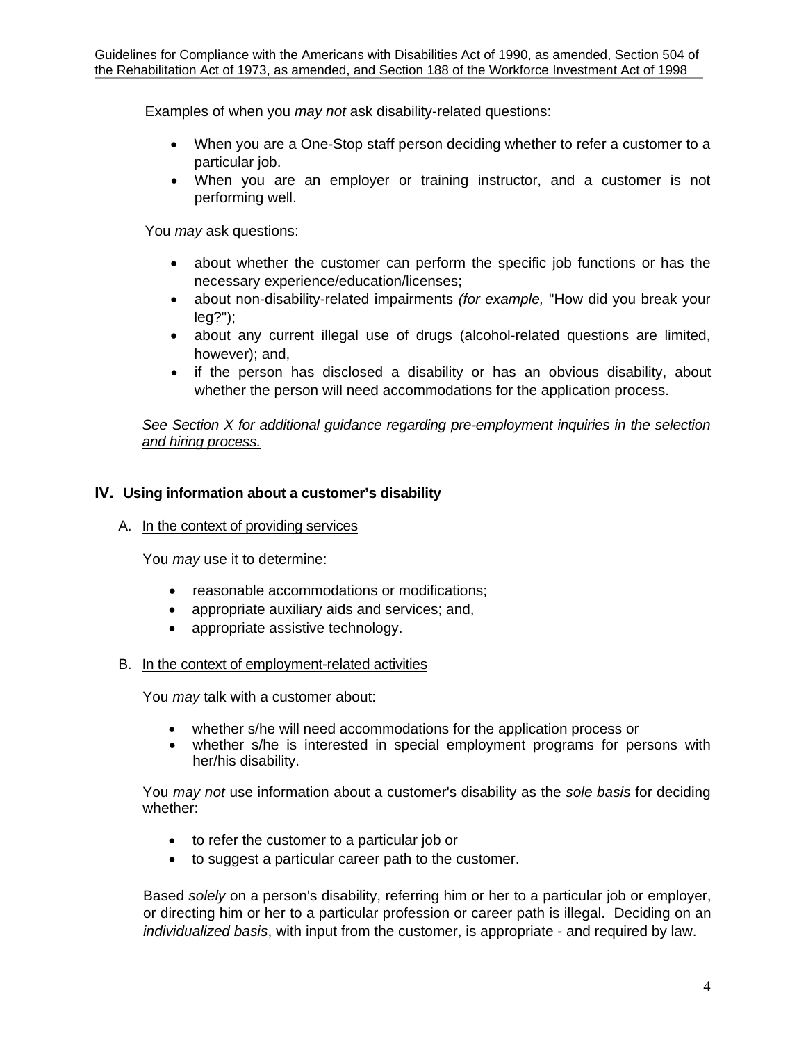Examples of when you *may not* ask disability-related questions:

- When you are a One-Stop staff person deciding whether to refer a customer to a particular job.
- When you are an employer or training instructor, and a customer is not performing well.

You *may* ask questions:

- about whether the customer can perform the specific job functions or has the necessary experience/education/licenses;
- about non-disability-related impairments *(for example,* "How did you break your leg?");
- about any current illegal use of drugs (alcohol-related questions are limited, however); and,
- if the person has disclosed a disability or has an obvious disability, about whether the person will need accommodations for the application process.

*See Section X for additional guidance regarding pre-employment inquiries in the selection and hiring process.*

## IV. Using information about a customer's disability

### A. In the context of providing services

You *may* use it to determine:

- reasonable accommodations or modifications;
- appropriate auxiliary aids and services; and,
- appropriate assistive technology.

### B. In the context of employment-related activities

You *may* talk with a customer about:

- whether s/he will need accommodations for the application process or
- whether s/he is interested in special employment programs for persons with her/his disability.

You *may not* use information about a customer's disability as the *sole basis* for deciding whether:

- to refer the customer to a particular job or
- to suggest a particular career path to the customer.

Based *solely* on a person's disability, referring him or her to a particular job or employer, or directing him or her to a particular profession or career path is illegal. Deciding on an *individualized basis*, with input from the customer, is appropriate - and required by law.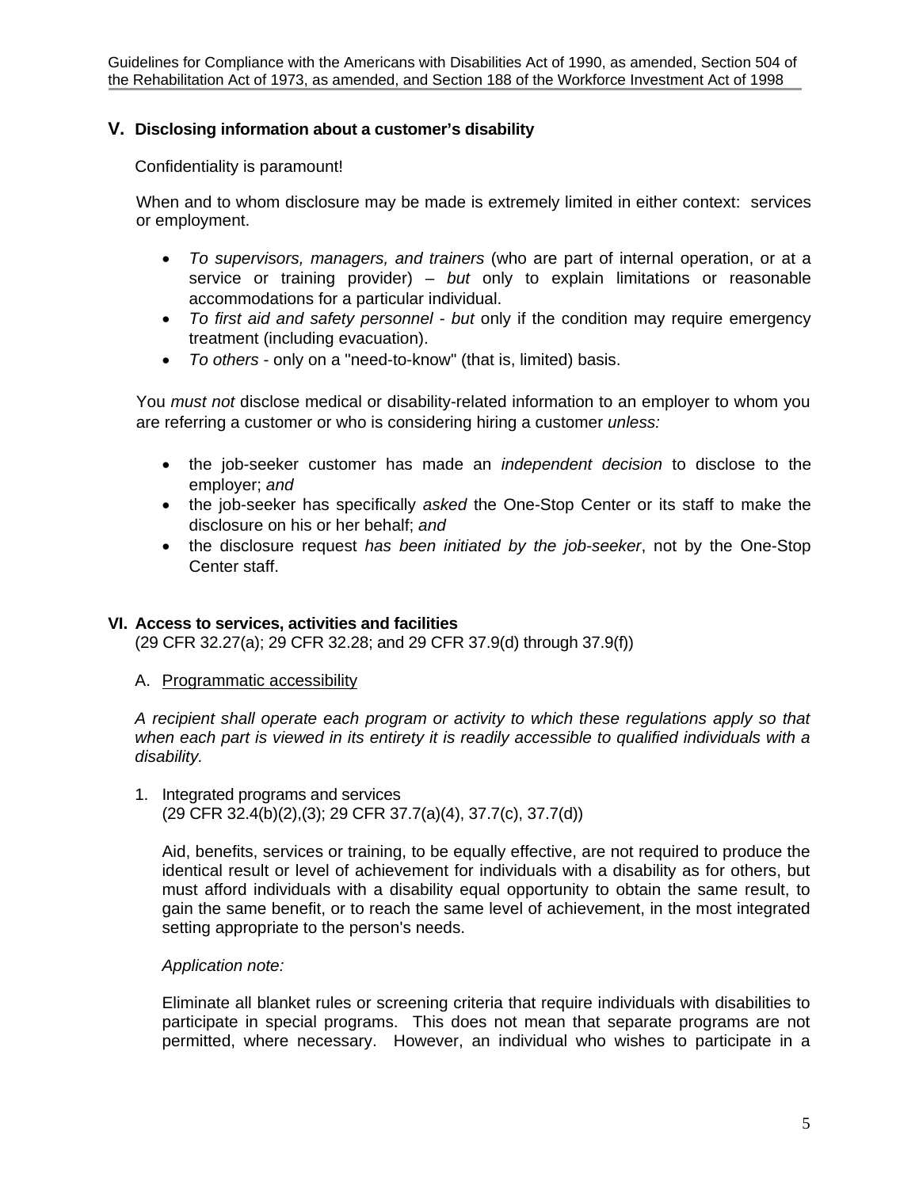## V. Disclosing information about a customer's disability

Confidentiality is paramount!

When and to whom disclosure may be made is extremely limited in either context: services or employment.

- *To supervisors, managers, and trainers* (who are part of internal operation, or at a service or training provider) – *but* only to explain limitations or reasonable accommodations for a particular individual.
- *To first aid and safety personnel* - *but* only if the condition may require emergency treatment (including evacuation).
- *To others* - only on a "need-to-know" (that is, limited) basis.

You *must not* disclose medical or disability-related information to an employer to whom you are referring a customer or who is considering hiring a customer *unless:*

- the job-seeker customer has made an *independent decision* to disclose to the employer; *and*
- the job-seeker has specifically *asked* the One-Stop Center or its staff to make the disclosure on his or her behalf; *and*
- the disclosure request *has been initiated by the job-seeker*, not by the One-Stop Center staff.

## VI. Access to services, activities and facilities

(29 CFR 32.27(a); 29 CFR 32.28; and 29 CFR 37.9(d) through 37.9(f))

### A. Programmatic accessibility

*A recipient shall operate each program or activity to which these regulations apply so that when each part is viewed in its entirety it is readily accessible to qualified individuals with a disability.*

1. Integrated programs and services
   (29 CFR 32.4(b)(2),(3); 29 CFR 37.7(a)(4), 37.7(c), 37.7(d))

   Aid, benefits, services or training, to be equally effective, are not required to produce the identical result or level of achievement for individuals with a disability as for others, but must afford individuals with a disability equal opportunity to obtain the same result, to gain the same benefit, or to reach the same level of achievement, in the most integrated setting appropriate to the person's needs.

   *Application note:*

   Eliminate all blanket rules or screening criteria that require individuals with disabilities to participate in special programs. This does not mean that separate programs are not permitted, where necessary. However, an individual who wishes to participate in a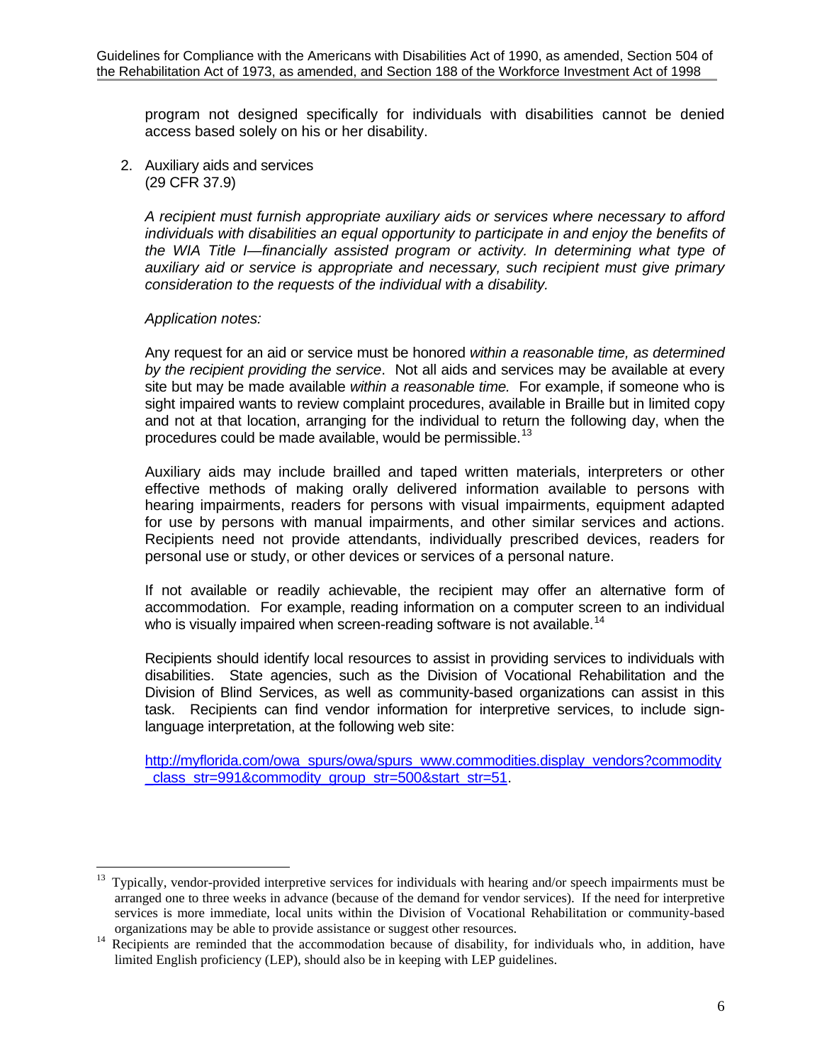program not designed specifically for individuals with disabilities cannot be denied access based solely on his or her disability.

2. Auxiliary aids and services
(29 CFR 37.9)

*A recipient must furnish appropriate auxiliary aids or services where necessary to afford individuals with disabilities an equal opportunity to participate in and enjoy the benefits of the WIA Title I—financially assisted program or activity. In determining what type of auxiliary aid or service is appropriate and necessary, such recipient must give primary consideration to the requests of the individual with a disability.*

*Application notes:*

Any request for an aid or service must be honored *within a reasonable time, as determined by the recipient providing the service*. Not all aids and services may be available at every site but may be made available *within a reasonable time.* For example, if someone who is sight impaired wants to review complaint procedures, available in Braille but in limited copy and not at that location, arranging for the individual to return the following day, when the procedures could be made available, would be permissible.[13]

Auxiliary aids may include brailled and taped written materials, interpreters or other effective methods of making orally delivered information available to persons with hearing impairments, readers for persons with visual impairments, equipment adapted for use by persons with manual impairments, and other similar services and actions. Recipients need not provide attendants, individually prescribed devices, readers for personal use or study, or other devices or services of a personal nature.

If not available or readily achievable, the recipient may offer an alternative form of accommodation. For example, reading information on a computer screen to an individual who is visually impaired when screen-reading software is not available.[14]

Recipients should identify local resources to assist in providing services to individuals with disabilities. State agencies, such as the Division of Vocational Rehabilitation and the Division of Blind Services, as well as community-based organizations can assist in this task. Recipients can find vendor information for interpretive services, to include sign-language interpretation, at the following web site:

http://myflorida.com/owa_spurs/owa/spurs_www.commodities.display_vendors?commodity_class_str=991&commodity_group_str=500&start_str=51.

---

[13] Typically, vendor-provided interpretive services for individuals with hearing and/or speech impairments must be arranged one to three weeks in advance (because of the demand for vendor services). If the need for interpretive services is more immediate, local units within the Division of Vocational Rehabilitation or community-based organizations may be able to provide assistance or suggest other resources.

[14] Recipients are reminded that the accommodation because of disability, for individuals who, in addition, have limited English proficiency (LEP), should also be in keeping with LEP guidelines.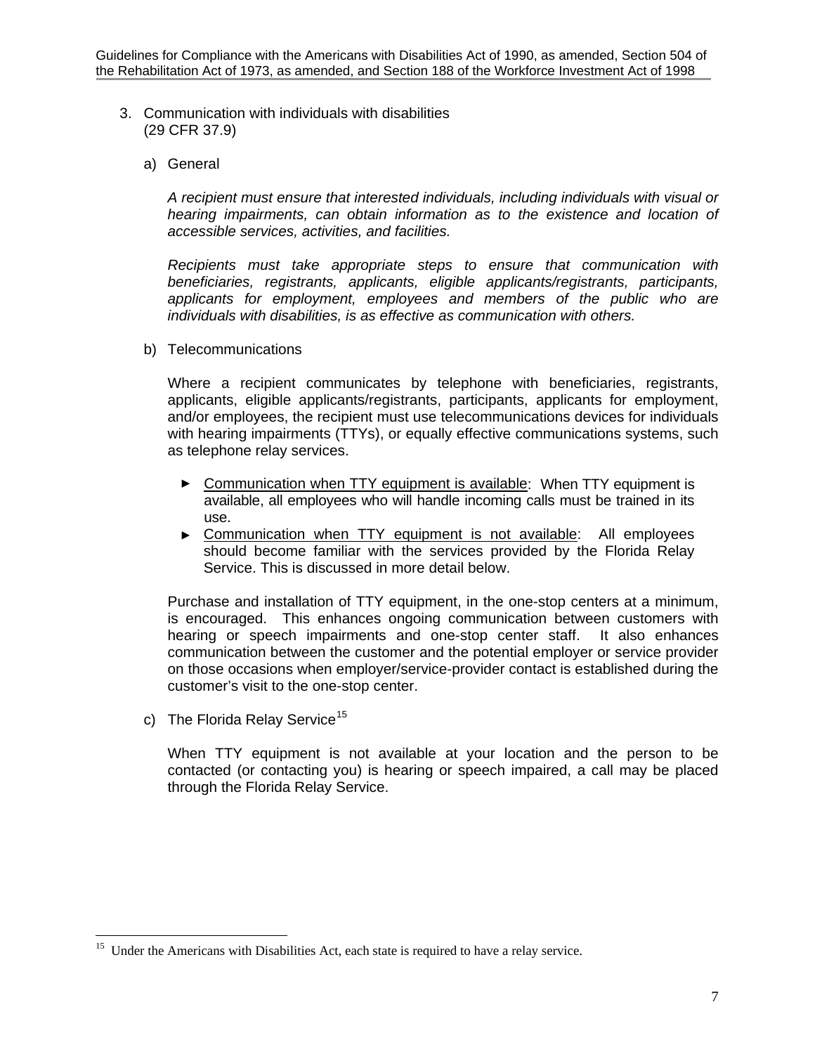3. Communication with individuals with disabilities (29 CFR 37.9)

   a) General

      *A recipient must ensure that interested individuals, including individuals with visual or hearing impairments, can obtain information as to the existence and location of accessible services, activities, and facilities.*

      *Recipients must take appropriate steps to ensure that communication with beneficiaries, registrants, applicants, eligible applicants/registrants, participants, applicants for employment, employees and members of the public who are individuals with disabilities, is as effective as communication with others.*

   b) Telecommunications

      Where a recipient communicates by telephone with beneficiaries, registrants, applicants, eligible applicants/registrants, participants, applicants for employment, and/or employees, the recipient must use telecommunications devices for individuals with hearing impairments (TTYs), or equally effective communications systems, such as telephone relay services.

      - Communication when TTY equipment is available: When TTY equipment is available, all employees who will handle incoming calls must be trained in its use.
      - Communication when TTY equipment is not available: All employees should become familiar with the services provided by the Florida Relay Service. This is discussed in more detail below.

      Purchase and installation of TTY equipment, in the one-stop centers at a minimum, is encouraged. This enhances ongoing communication between customers with hearing or speech impairments and one-stop center staff. It also enhances communication between the customer and the potential employer or service provider on those occasions when employer/service-provider contact is established during the customer's visit to the one-stop center.

   c) The Florida Relay Service[15]

      When TTY equipment is not available at your location and the person to be contacted (or contacting you) is hearing or speech impaired, a call may be placed through the Florida Relay Service.

---

[15] Under the Americans with Disabilities Act, each state is required to have a relay service.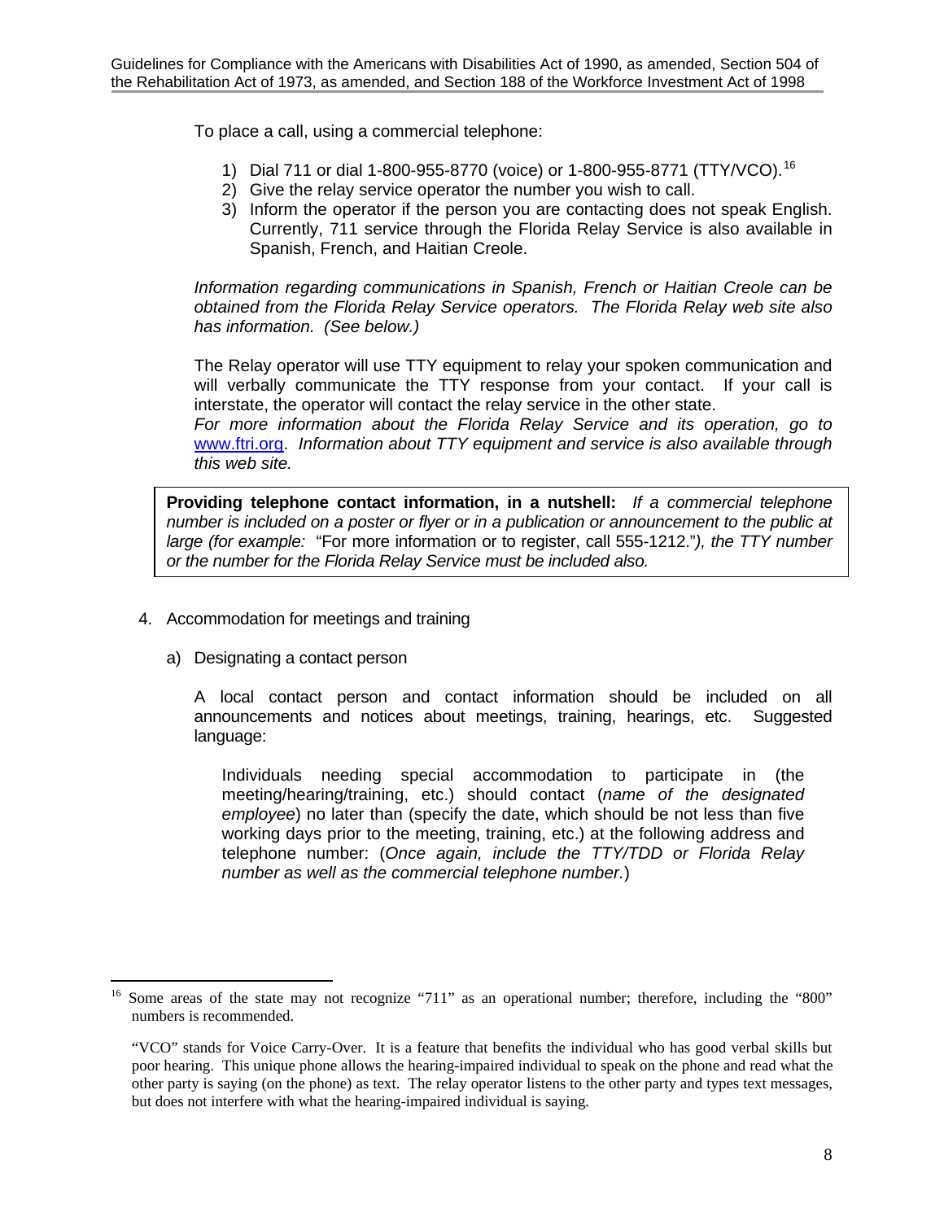To place a call, using a commercial telephone:

1) Dial 711 or dial 1-800-955-8770 (voice) or 1-800-955-8771 (TTY/VCO).[16]
2) Give the relay service operator the number you wish to call.
3) Inform the operator if the person you are contacting does not speak English. Currently, 711 service through the Florida Relay Service is also available in Spanish, French, and Haitian Creole.

*Information regarding communications in Spanish, French or Haitian Creole can be obtained from the Florida Relay Service operators. The Florida Relay web site also has information. (See below.)*

The Relay operator will use TTY equipment to relay your spoken communication and will verbally communicate the TTY response from your contact. If your call is interstate, the operator will contact the relay service in the other state.
*For more information about the Florida Relay Service and its operation, go to* www.ftri.org. *Information about TTY equipment and service is also available through this web site.*

> **Providing telephone contact information, in a nutshell:** *If a commercial telephone number is included on a poster or flyer or in a publication or announcement to the public at large (for example:* "For more information or to register, call 555-1212."*), the TTY number or the number for the Florida Relay Service must be included also.*

4. Accommodation for meetings and training

a) Designating a contact person

A local contact person and contact information should be included on all announcements and notices about meetings, training, hearings, etc. Suggested language:

> Individuals needing special accommodation to participate in (the meeting/hearing/training, etc.) should contact (*name of the designated employee*) no later than (specify the date, which should be not less than five working days prior to the meeting, training, etc.) at the following address and telephone number: (*Once again, include the TTY/TDD or Florida Relay number as well as the commercial telephone number.*)

---

[16] Some areas of the state may not recognize "711" as an operational number; therefore, including the "800" numbers is recommended.

"VCO" stands for Voice Carry-Over. It is a feature that benefits the individual who has good verbal skills but poor hearing. This unique phone allows the hearing-impaired individual to speak on the phone and read what the other party is saying (on the phone) as text. The relay operator listens to the other party and types text messages, but does not interfere with what the hearing-impaired individual is saying.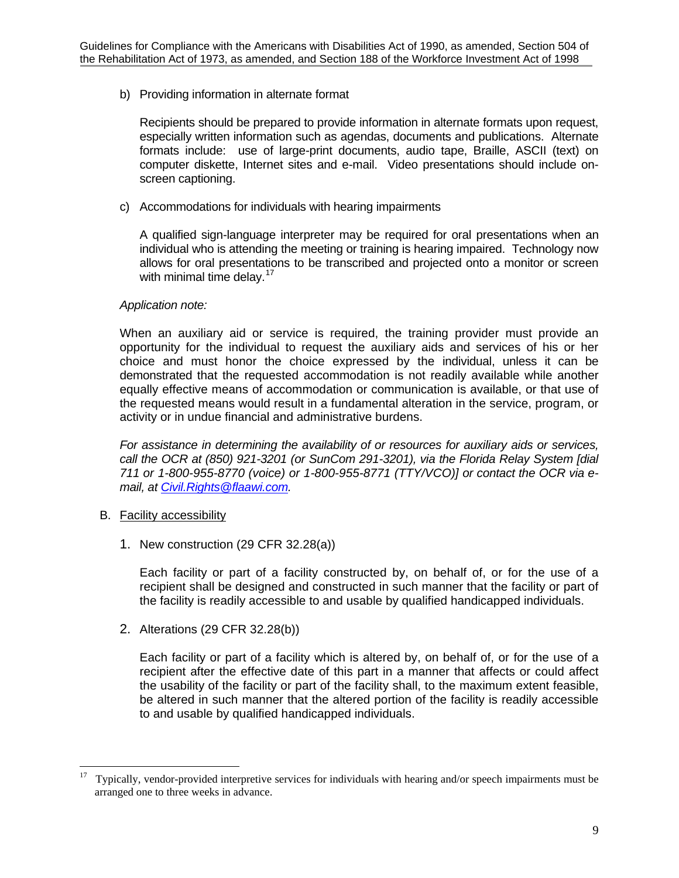b) Providing information in alternate format

Recipients should be prepared to provide information in alternate formats upon request, especially written information such as agendas, documents and publications. Alternate formats include: use of large-print documents, audio tape, Braille, ASCII (text) on computer diskette, Internet sites and e-mail. Video presentations should include on-screen captioning.

c) Accommodations for individuals with hearing impairments

A qualified sign-language interpreter may be required for oral presentations when an individual who is attending the meeting or training is hearing impaired. Technology now allows for oral presentations to be transcribed and projected onto a monitor or screen with minimal time delay.[17]

*Application note:*

When an auxiliary aid or service is required, the training provider must provide an opportunity for the individual to request the auxiliary aids and services of his or her choice and must honor the choice expressed by the individual, unless it can be demonstrated that the requested accommodation is not readily available while another equally effective means of accommodation or communication is available, or that use of the requested means would result in a fundamental alteration in the service, program, or activity or in undue financial and administrative burdens.

*For assistance in determining the availability of or resources for auxiliary aids or services, call the OCR at (850) 921-3201 (or SunCom 291-3201), via the Florida Relay System [dial 711 or 1-800-955-8770 (voice) or 1-800-955-8771 (TTY/VCO)] or contact the OCR via e-mail, at Civil.Rights@flaawi.com.*

B. Facility accessibility

1. New construction (29 CFR 32.28(a))

Each facility or part of a facility constructed by, on behalf of, or for the use of a recipient shall be designed and constructed in such manner that the facility or part of the facility is readily accessible to and usable by qualified handicapped individuals.

2. Alterations (29 CFR 32.28(b))

Each facility or part of a facility which is altered by, on behalf of, or for the use of a recipient after the effective date of this part in a manner that affects or could affect the usability of the facility or part of the facility shall, to the maximum extent feasible, be altered in such manner that the altered portion of the facility is readily accessible to and usable by qualified handicapped individuals.

---

[17] Typically, vendor-provided interpretive services for individuals with hearing and/or speech impairments must be arranged one to three weeks in advance.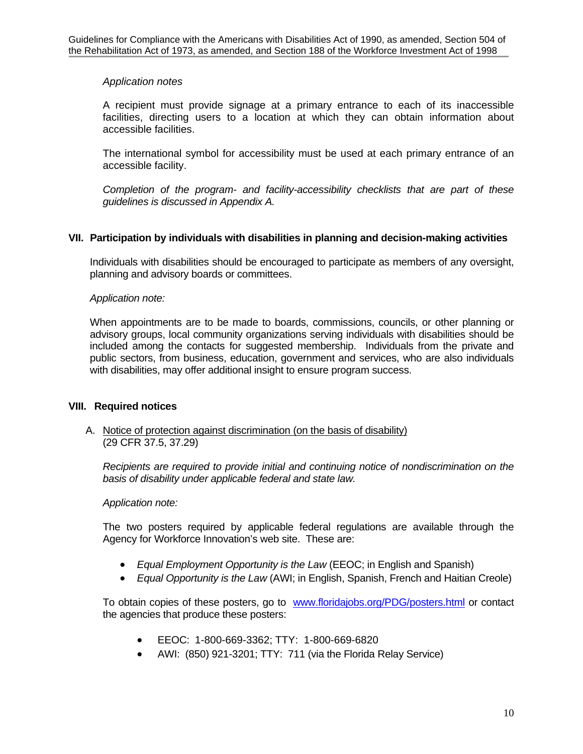*Application notes*

A recipient must provide signage at a primary entrance to each of its inaccessible facilities, directing users to a location at which they can obtain information about accessible facilities.

The international symbol for accessibility must be used at each primary entrance of an accessible facility.

*Completion of the program- and facility-accessibility checklists that are part of these guidelines is discussed in Appendix A.*

## VII. Participation by individuals with disabilities in planning and decision-making activities

Individuals with disabilities should be encouraged to participate as members of any oversight, planning and advisory boards or committees.

*Application note:*

When appointments are to be made to boards, commissions, councils, or other planning or advisory groups, local community organizations serving individuals with disabilities should be included among the contacts for suggested membership. Individuals from the private and public sectors, from business, education, government and services, who are also individuals with disabilities, may offer additional insight to ensure program success.

## VIII. Required notices

A. Notice of protection against discrimination (on the basis of disability)
(29 CFR 37.5, 37.29)

*Recipients are required to provide initial and continuing notice of nondiscrimination on the basis of disability under applicable federal and state law.*

*Application note:*

The two posters required by applicable federal regulations are available through the Agency for Workforce Innovation's web site. These are:

- *Equal Employment Opportunity is the Law* (EEOC; in English and Spanish)
- *Equal Opportunity is the Law* (AWI; in English, Spanish, French and Haitian Creole)

To obtain copies of these posters, go to www.floridajobs.org/PDG/posters.html or contact the agencies that produce these posters:

- EEOC: 1-800-669-3362; TTY: 1-800-669-6820
- AWI: (850) 921-3201; TTY: 711 (via the Florida Relay Service)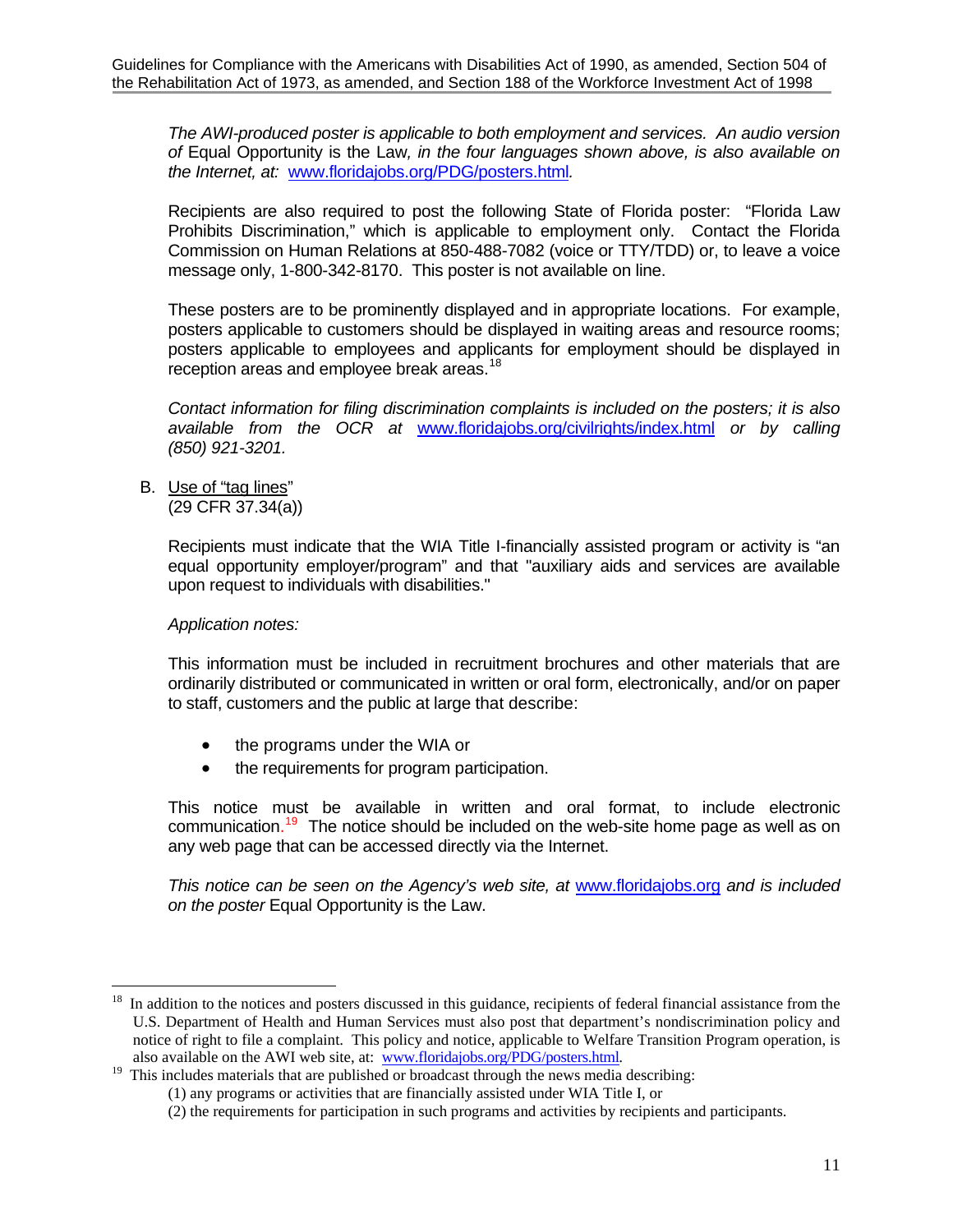*The AWI-produced poster is applicable to both employment and services. An audio version of* Equal Opportunity is the Law*, in the four languages shown above, is also available on the Internet, at:* www.floridajobs.org/PDG/posters.html*.*

Recipients are also required to post the following State of Florida poster: "Florida Law Prohibits Discrimination," which is applicable to employment only. Contact the Florida Commission on Human Relations at 850-488-7082 (voice or TTY/TDD) or, to leave a voice message only, 1-800-342-8170. This poster is not available on line.

These posters are to be prominently displayed and in appropriate locations. For example, posters applicable to customers should be displayed in waiting areas and resource rooms; posters applicable to employees and applicants for employment should be displayed in reception areas and employee break areas.[18]

*Contact information for filing discrimination complaints is included on the posters; it is also available from the OCR at* www.floridajobs.org/civilrights/index.html *or by calling (850) 921-3201.*

B. Use of "tag lines"
(29 CFR 37.34(a))

Recipients must indicate that the WIA Title I-financially assisted program or activity is "an equal opportunity employer/program" and that "auxiliary aids and services are available upon request to individuals with disabilities."

*Application notes:*

This information must be included in recruitment brochures and other materials that are ordinarily distributed or communicated in written or oral form, electronically, and/or on paper to staff, customers and the public at large that describe:

- the programs under the WIA or
- the requirements for program participation.

This notice must be available in written and oral format, to include electronic communication.[19] The notice should be included on the web-site home page as well as on any web page that can be accessed directly via the Internet.

*This notice can be seen on the Agency's web site, at* www.floridajobs.org *and is included on the poster* Equal Opportunity is the Law.

---

[18] In addition to the notices and posters discussed in this guidance, recipients of federal financial assistance from the U.S. Department of Health and Human Services must also post that department's nondiscrimination policy and notice of right to file a complaint. This policy and notice, applicable to Welfare Transition Program operation, is also available on the AWI web site, at: www.floridajobs.org/PDG/posters.html.

[19] This includes materials that are published or broadcast through the news media describing:
(1) any programs or activities that are financially assisted under WIA Title I, or
(2) the requirements for participation in such programs and activities by recipients and participants.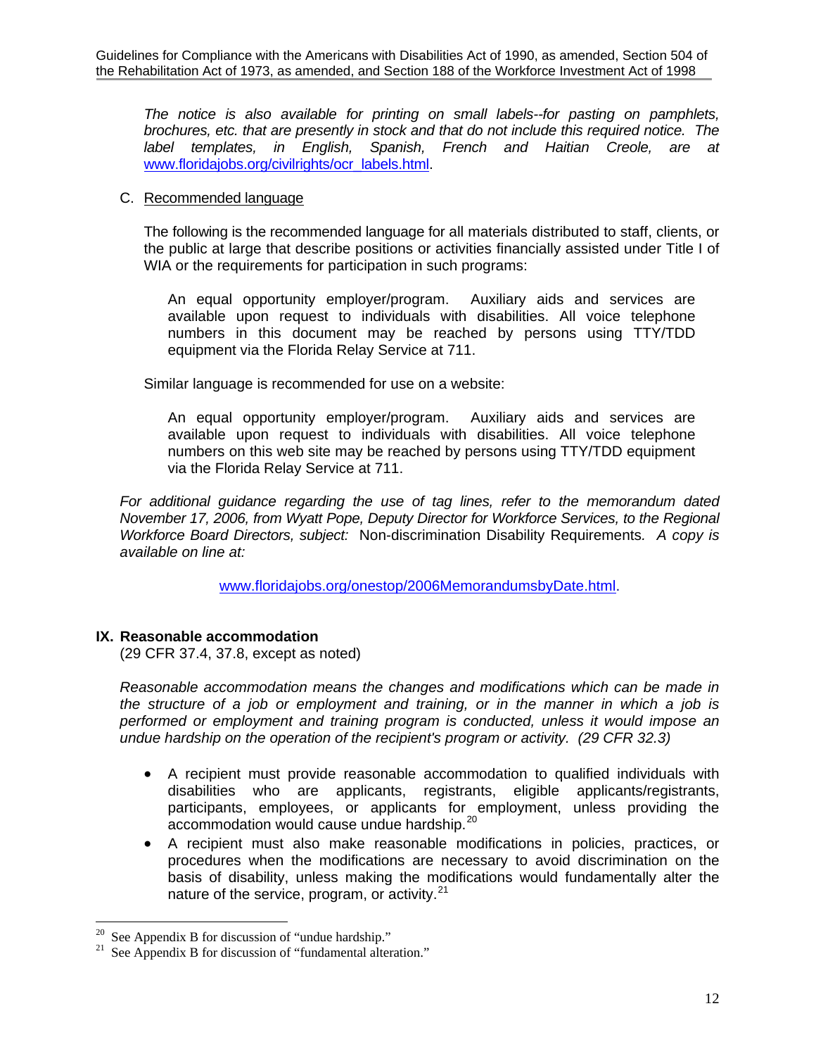*The notice is also available for printing on small labels--for pasting on pamphlets, brochures, etc. that are presently in stock and that do not include this required notice. The label templates, in English, Spanish, French and Haitian Creole, are at* www.floridajobs.org/civilrights/ocr_labels.html.

C. Recommended language

The following is the recommended language for all materials distributed to staff, clients, or the public at large that describe positions or activities financially assisted under Title I of WIA or the requirements for participation in such programs:

> An equal opportunity employer/program. Auxiliary aids and services are available upon request to individuals with disabilities. All voice telephone numbers in this document may be reached by persons using TTY/TDD equipment via the Florida Relay Service at 711.

Similar language is recommended for use on a website:

> An equal opportunity employer/program. Auxiliary aids and services are available upon request to individuals with disabilities. All voice telephone numbers on this web site may be reached by persons using TTY/TDD equipment via the Florida Relay Service at 711.

*For additional guidance regarding the use of tag lines, refer to the memorandum dated November 17, 2006, from Wyatt Pope, Deputy Director for Workforce Services, to the Regional Workforce Board Directors, subject:* Non-discrimination Disability Requirements*. A copy is available on line at:*

www.floridajobs.org/onestop/2006MemorandumsbyDate.html.

## IX. Reasonable accommodation

(29 CFR 37.4, 37.8, except as noted)

*Reasonable accommodation means the changes and modifications which can be made in the structure of a job or employment and training, or in the manner in which a job is performed or employment and training program is conducted, unless it would impose an undue hardship on the operation of the recipient's program or activity. (29 CFR 32.3)*

- A recipient must provide reasonable accommodation to qualified individuals with disabilities who are applicants, registrants, eligible applicants/registrants, participants, employees, or applicants for employment, unless providing the accommodation would cause undue hardship.[20]
- A recipient must also make reasonable modifications in policies, practices, or procedures when the modifications are necessary to avoid discrimination on the basis of disability, unless making the modifications would fundamentally alter the nature of the service, program, or activity.[21]

---

[20] See Appendix B for discussion of "undue hardship."

[21] See Appendix B for discussion of "fundamental alteration."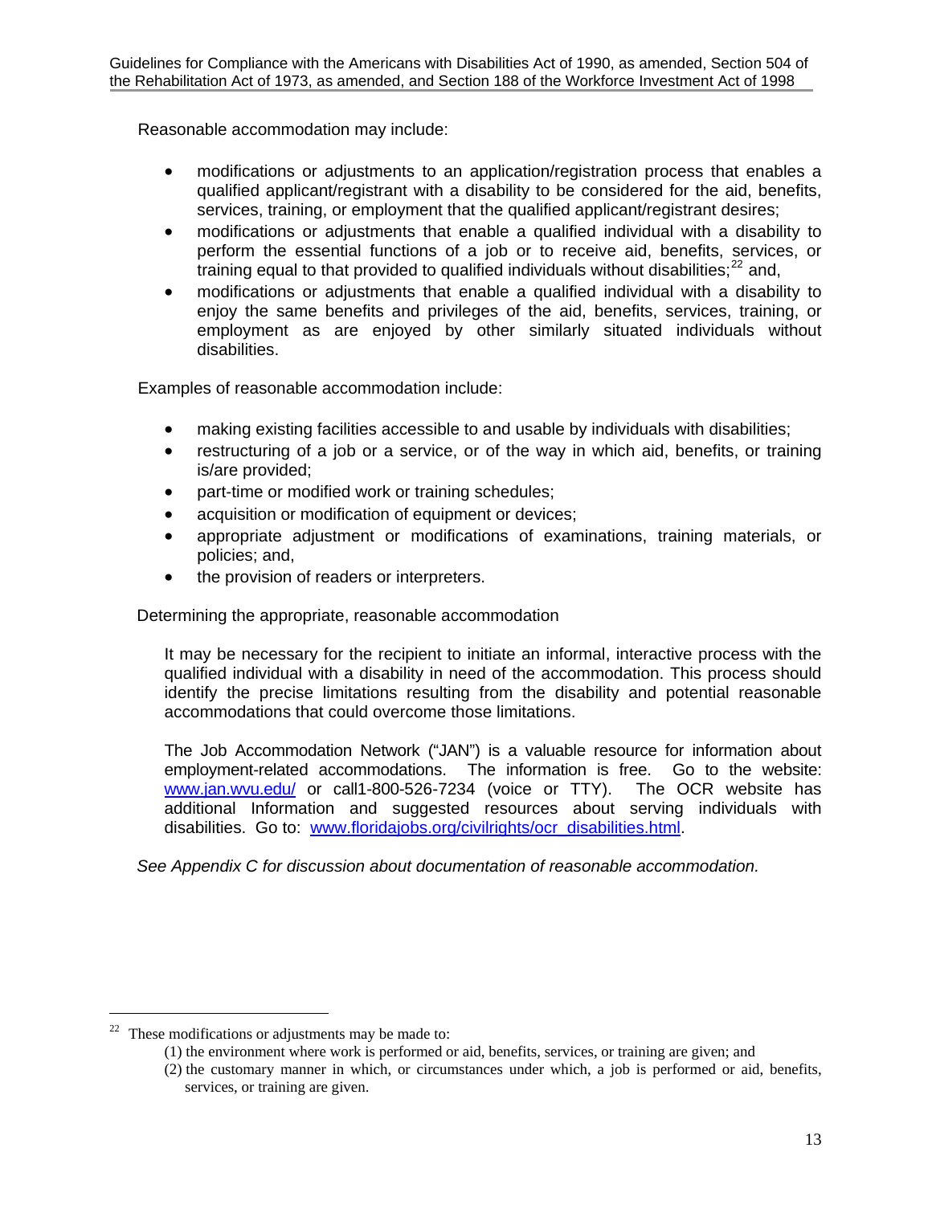Reasonable accommodation may include:

- modifications or adjustments to an application/registration process that enables a qualified applicant/registrant with a disability to be considered for the aid, benefits, services, training, or employment that the qualified applicant/registrant desires;
- modifications or adjustments that enable a qualified individual with a disability to perform the essential functions of a job or to receive aid, benefits, services, or training equal to that provided to qualified individuals without disabilities;[22] and,
- modifications or adjustments that enable a qualified individual with a disability to enjoy the same benefits and privileges of the aid, benefits, services, training, or employment as are enjoyed by other similarly situated individuals without disabilities.

Examples of reasonable accommodation include:

- making existing facilities accessible to and usable by individuals with disabilities;
- restructuring of a job or a service, or of the way in which aid, benefits, or training is/are provided;
- part-time or modified work or training schedules;
- acquisition or modification of equipment or devices;
- appropriate adjustment or modifications of examinations, training materials, or policies; and,
- the provision of readers or interpreters.

Determining the appropriate, reasonable accommodation

It may be necessary for the recipient to initiate an informal, interactive process with the qualified individual with a disability in need of the accommodation. This process should identify the precise limitations resulting from the disability and potential reasonable accommodations that could overcome those limitations.

The Job Accommodation Network ("JAN") is a valuable resource for information about employment-related accommodations. The information is free. Go to the website: [www.jan.wvu.edu/](www.jan.wvu.edu/) or call1-800-526-7234 (voice or TTY). The OCR website has additional Information and suggested resources about serving individuals with disabilities. Go to: [www.floridajobs.org/civilrights/ocr_disabilities.html](www.floridajobs.org/civilrights/ocr_disabilities.html).

*See Appendix C for discussion about documentation of reasonable accommodation.*

---

[22] These modifications or adjustments may be made to:
(1) the environment where work is performed or aid, benefits, services, or training are given; and
(2) the customary manner in which, or circumstances under which, a job is performed or aid, benefits, services, or training are given.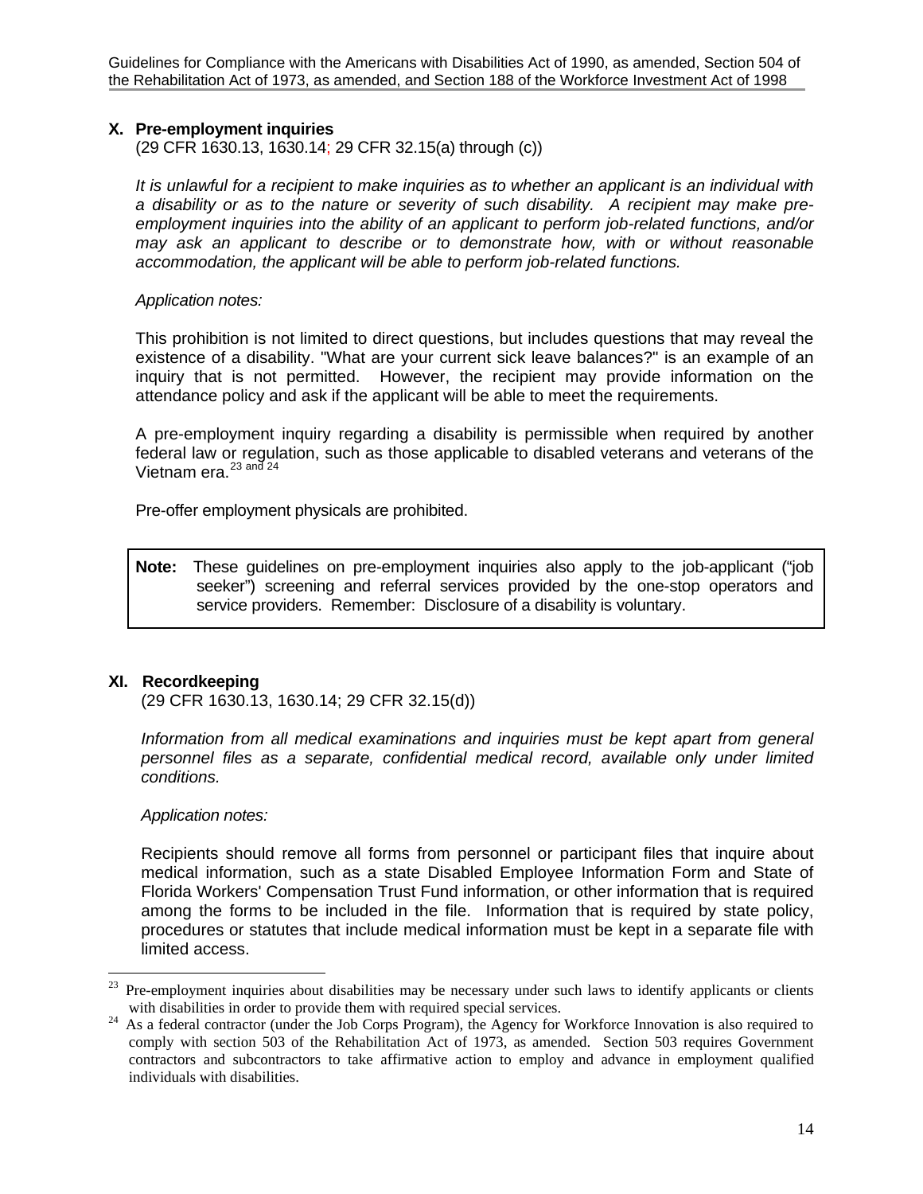## X. Pre-employment inquiries

(29 CFR 1630.13, 1630.14; 29 CFR 32.15(a) through (c))

*It is unlawful for a recipient to make inquiries as to whether an applicant is an individual with a disability or as to the nature or severity of such disability. A recipient may make pre-employment inquiries into the ability of an applicant to perform job-related functions, and/or may ask an applicant to describe or to demonstrate how, with or without reasonable accommodation, the applicant will be able to perform job-related functions.*

*Application notes:*

This prohibition is not limited to direct questions, but includes questions that may reveal the existence of a disability. "What are your current sick leave balances?" is an example of an inquiry that is not permitted. However, the recipient may provide information on the attendance policy and ask if the applicant will be able to meet the requirements.

A pre-employment inquiry regarding a disability is permissible when required by another federal law or regulation, such as those applicable to disabled veterans and veterans of the Vietnam era.[23 and 24]

Pre-offer employment physicals are prohibited.

> **Note:** These guidelines on pre-employment inquiries also apply to the job-applicant ("job seeker") screening and referral services provided by the one-stop operators and service providers. Remember: Disclosure of a disability is voluntary.

## XI. Recordkeeping

(29 CFR 1630.13, 1630.14; 29 CFR 32.15(d))

*Information from all medical examinations and inquiries must be kept apart from general personnel files as a separate, confidential medical record, available only under limited conditions.*

*Application notes:*

Recipients should remove all forms from personnel or participant files that inquire about medical information, such as a state Disabled Employee Information Form and State of Florida Workers' Compensation Trust Fund information, or other information that is required among the forms to be included in the file. Information that is required by state policy, procedures or statutes that include medical information must be kept in a separate file with limited access.

---

[23] Pre-employment inquiries about disabilities may be necessary under such laws to identify applicants or clients with disabilities in order to provide them with required special services.

[24] As a federal contractor (under the Job Corps Program), the Agency for Workforce Innovation is also required to comply with section 503 of the Rehabilitation Act of 1973, as amended. Section 503 requires Government contractors and subcontractors to take affirmative action to employ and advance in employment qualified individuals with disabilities.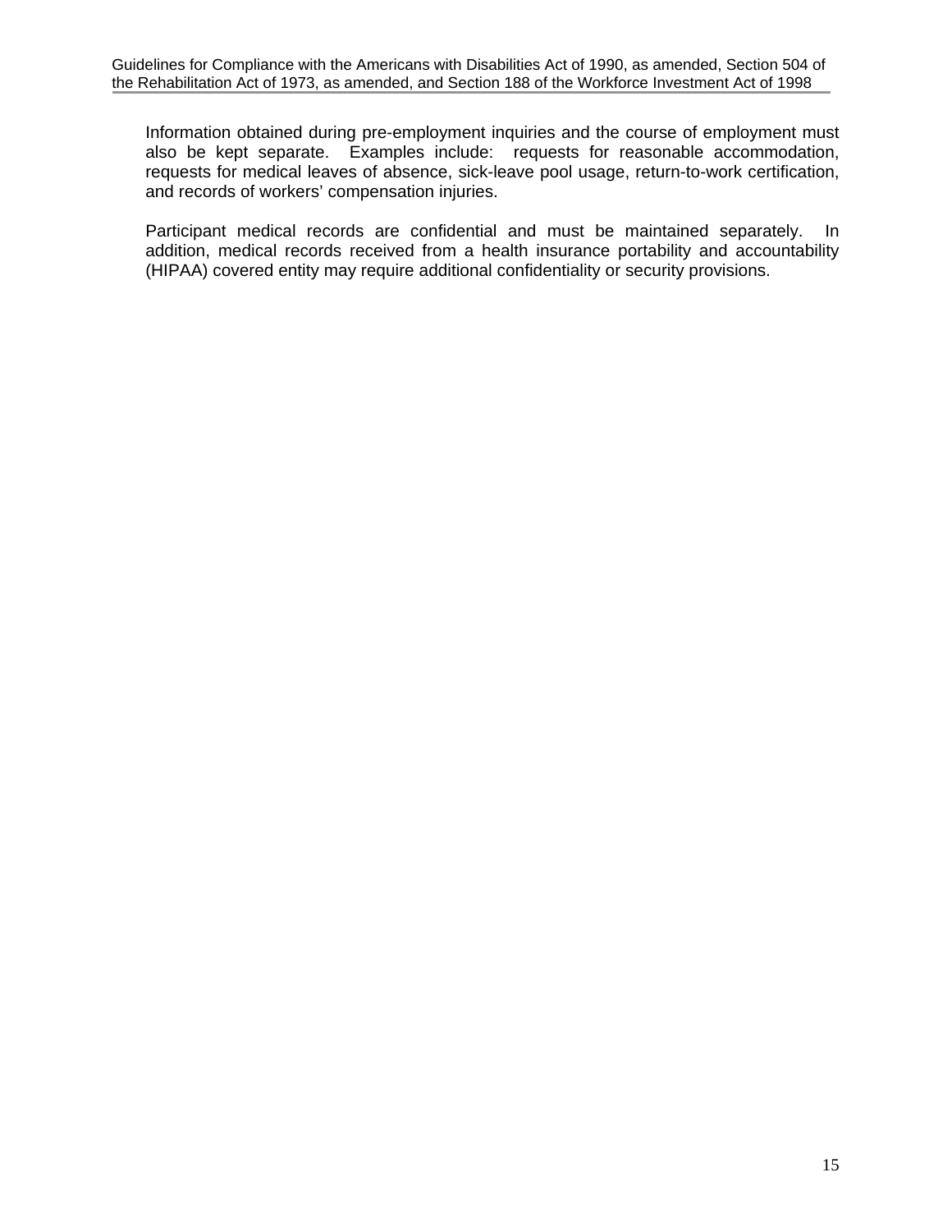Information obtained during pre-employment inquiries and the course of employment must also be kept separate. Examples include: requests for reasonable accommodation, requests for medical leaves of absence, sick-leave pool usage, return-to-work certification, and records of workers' compensation injuries.

Participant medical records are confidential and must be maintained separately. In addition, medical records received from a health insurance portability and accountability (HIPAA) covered entity may require additional confidentiality or security provisions.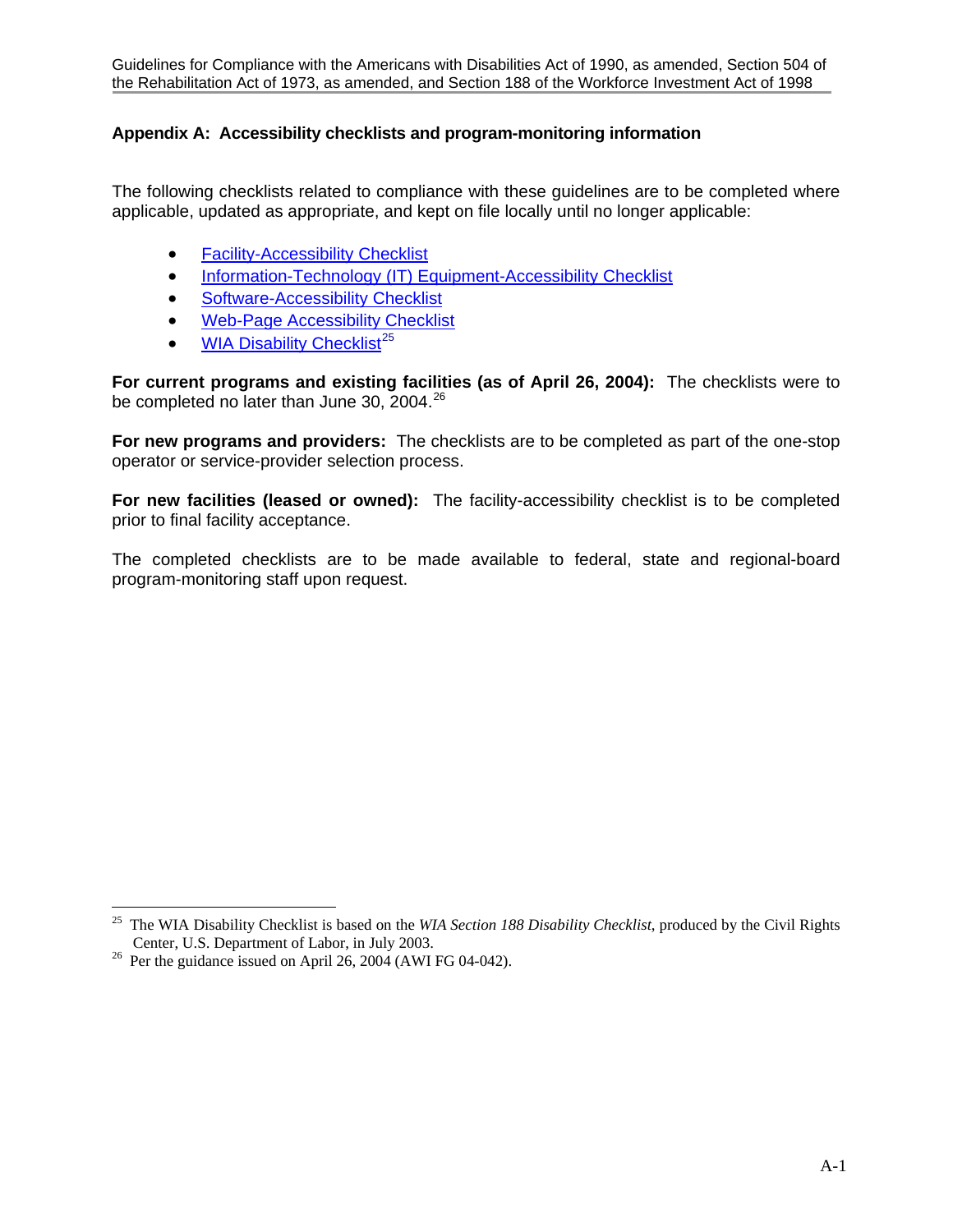## Appendix A: Accessibility checklists and program-monitoring information

The following checklists related to compliance with these guidelines are to be completed where applicable, updated as appropriate, and kept on file locally until no longer applicable:

- Facility-Accessibility Checklist
- Information-Technology (IT) Equipment-Accessibility Checklist
- Software-Accessibility Checklist
- Web-Page Accessibility Checklist
- WIA Disability Checklist[25]

**For current programs and existing facilities (as of April 26, 2004):** The checklists were to be completed no later than June 30, 2004.[26]

**For new programs and providers:** The checklists are to be completed as part of the one-stop operator or service-provider selection process.

**For new facilities (leased or owned):** The facility-accessibility checklist is to be completed prior to final facility acceptance.

The completed checklists are to be made available to federal, state and regional-board program-monitoring staff upon request.

---

[25] The WIA Disability Checklist is based on the *WIA Section 188 Disability Checklist*, produced by the Civil Rights Center, U.S. Department of Labor, in July 2003.

[26] Per the guidance issued on April 26, 2004 (AWI FG 04-042).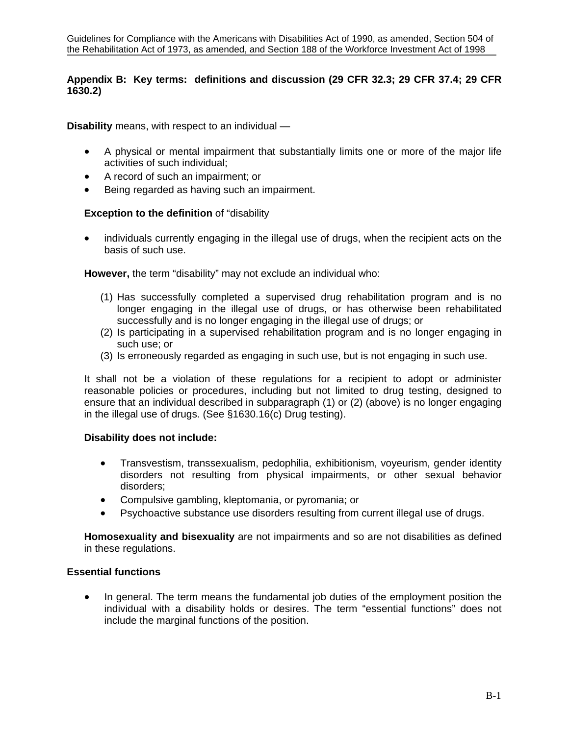**Appendix B: Key terms: definitions and discussion (29 CFR 32.3; 29 CFR 37.4; 29 CFR 1630.2)**

**Disability** means, with respect to an individual —

- A physical or mental impairment that substantially limits one or more of the major life activities of such individual;
- A record of such an impairment; or
- Being regarded as having such an impairment.

**Exception to the definition** of "disability

- individuals currently engaging in the illegal use of drugs, when the recipient acts on the basis of such use.

**However,** the term "disability" may not exclude an individual who:

(1) Has successfully completed a supervised drug rehabilitation program and is no longer engaging in the illegal use of drugs, or has otherwise been rehabilitated successfully and is no longer engaging in the illegal use of drugs; or
(2) Is participating in a supervised rehabilitation program and is no longer engaging in such use; or
(3) Is erroneously regarded as engaging in such use, but is not engaging in such use.

It shall not be a violation of these regulations for a recipient to adopt or administer reasonable policies or procedures, including but not limited to drug testing, designed to ensure that an individual described in subparagraph (1) or (2) (above) is no longer engaging in the illegal use of drugs. (See §1630.16(c) Drug testing).

**Disability does not include:**

- Transvestism, transsexualism, pedophilia, exhibitionism, voyeurism, gender identity disorders not resulting from physical impairments, or other sexual behavior disorders;
- Compulsive gambling, kleptomania, or pyromania; or
- Psychoactive substance use disorders resulting from current illegal use of drugs.

**Homosexuality and bisexuality** are not impairments and so are not disabilities as defined in these regulations.

**Essential functions**

- In general. The term means the fundamental job duties of the employment position the individual with a disability holds or desires. The term "essential functions" does not include the marginal functions of the position.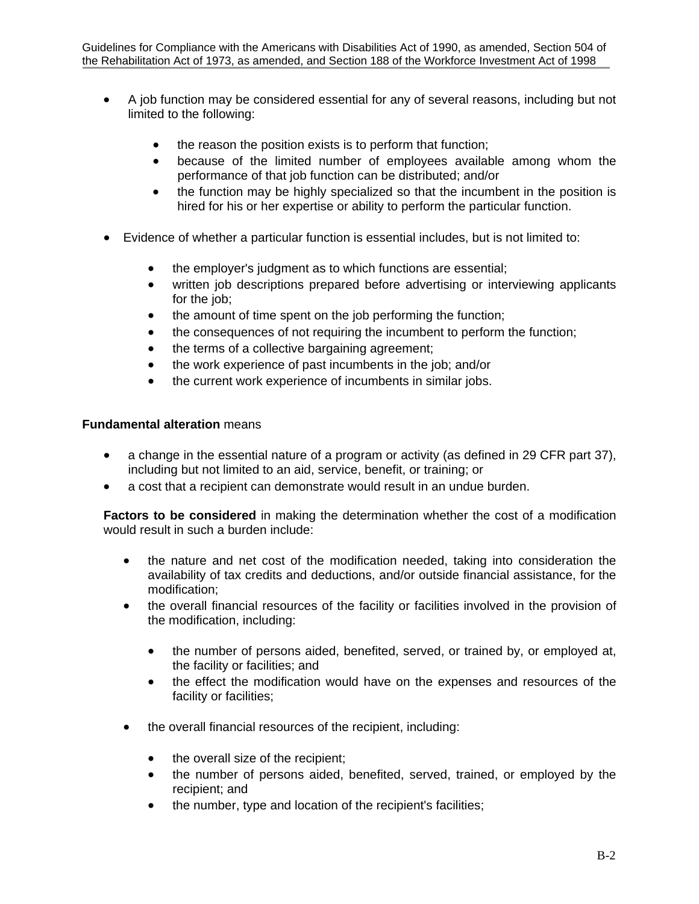- A job function may be considered essential for any of several reasons, including but not limited to the following:

    - the reason the position exists is to perform that function;
    - because of the limited number of employees available among whom the performance of that job function can be distributed; and/or
    - the function may be highly specialized so that the incumbent in the position is hired for his or her expertise or ability to perform the particular function.

- Evidence of whether a particular function is essential includes, but is not limited to:

    - the employer's judgment as to which functions are essential;
    - written job descriptions prepared before advertising or interviewing applicants for the job;
    - the amount of time spent on the job performing the function;
    - the consequences of not requiring the incumbent to perform the function;
    - the terms of a collective bargaining agreement;
    - the work experience of past incumbents in the job; and/or
    - the current work experience of incumbents in similar jobs.

**Fundamental alteration** means

- a change in the essential nature of a program or activity (as defined in 29 CFR part 37), including but not limited to an aid, service, benefit, or training; or
- a cost that a recipient can demonstrate would result in an undue burden.

**Factors to be considered** in making the determination whether the cost of a modification would result in such a burden include:

- the nature and net cost of the modification needed, taking into consideration the availability of tax credits and deductions, and/or outside financial assistance, for the modification;
- the overall financial resources of the facility or facilities involved in the provision of the modification, including:

    - the number of persons aided, benefited, served, or trained by, or employed at, the facility or facilities; and
    - the effect the modification would have on the expenses and resources of the facility or facilities;

- the overall financial resources of the recipient, including:

    - the overall size of the recipient;
    - the number of persons aided, benefited, served, trained, or employed by the recipient; and
    - the number, type and location of the recipient's facilities;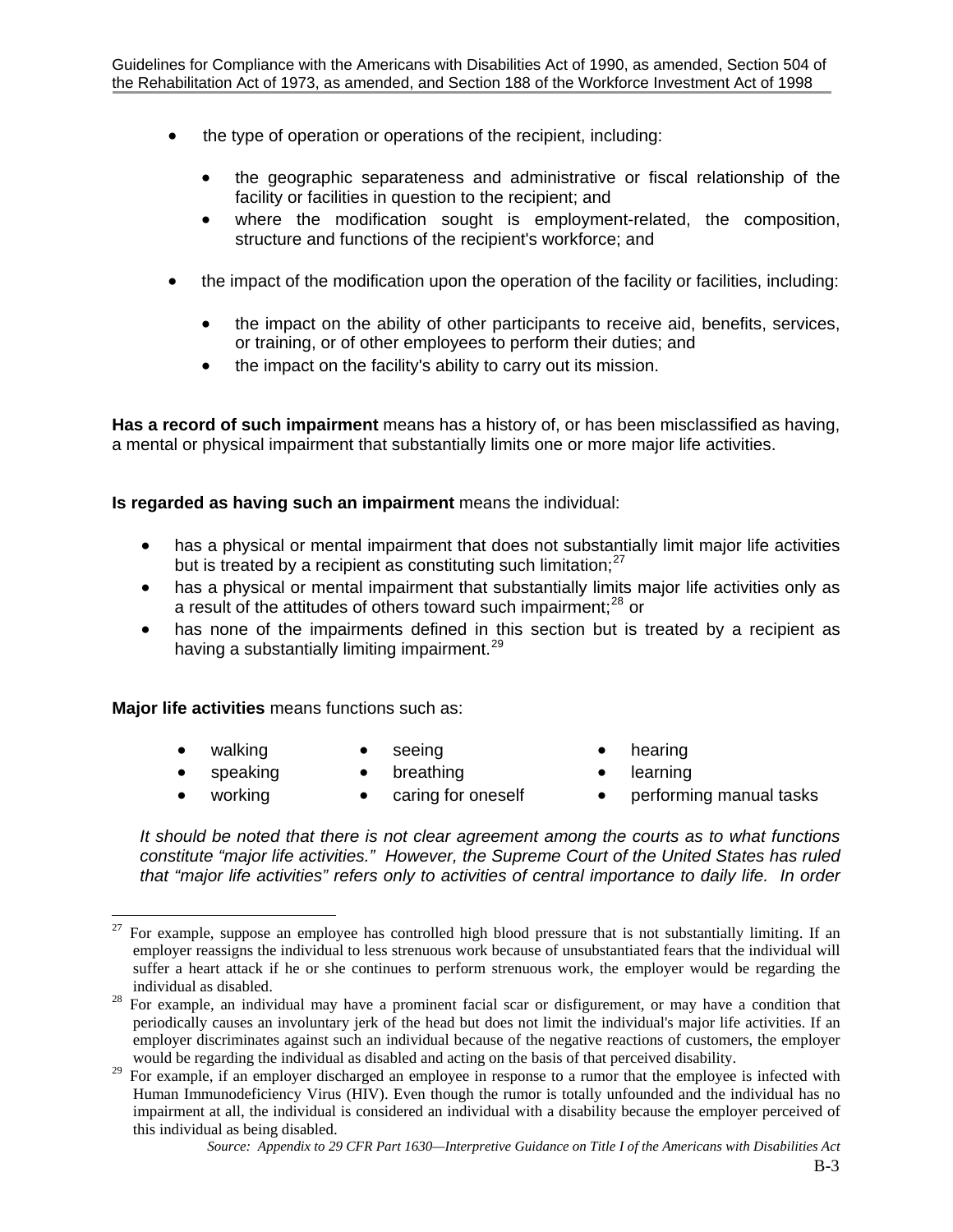- the type of operation or operations of the recipient, including:
  - the geographic separateness and administrative or fiscal relationship of the facility or facilities in question to the recipient; and
  - where the modification sought is employment-related, the composition, structure and functions of the recipient's workforce; and
- the impact of the modification upon the operation of the facility or facilities, including:
  - the impact on the ability of other participants to receive aid, benefits, services, or training, or of other employees to perform their duties; and
  - the impact on the facility's ability to carry out its mission.

**Has a record of such impairment** means has a history of, or has been misclassified as having, a mental or physical impairment that substantially limits one or more major life activities.

**Is regarded as having such an impairment** means the individual:

- has a physical or mental impairment that does not substantially limit major life activities but is treated by a recipient as constituting such limitation;[27]
- has a physical or mental impairment that substantially limits major life activities only as a result of the attitudes of others toward such impairment;[28] or
- has none of the impairments defined in this section but is treated by a recipient as having a substantially limiting impairment.[29]

**Major life activities** means functions such as:

- walking
- seeing
- hearing
- speaking
- breathing
- learning
- working
- caring for oneself
- performing manual tasks

*It should be noted that there is not clear agreement among the courts as to what functions constitute "major life activities." However, the Supreme Court of the United States has ruled that "major life activities" refers only to activities of central importance to daily life. In order*

[27] For example, suppose an employee has controlled high blood pressure that is not substantially limiting. If an employer reassigns the individual to less strenuous work because of unsubstantiated fears that the individual will suffer a heart attack if he or she continues to perform strenuous work, the employer would be regarding the individual as disabled.

[28] For example, an individual may have a prominent facial scar or disfigurement, or may have a condition that periodically causes an involuntary jerk of the head but does not limit the individual's major life activities. If an employer discriminates against such an individual because of the negative reactions of customers, the employer would be regarding the individual as disabled and acting on the basis of that perceived disability.

[29] For example, if an employer discharged an employee in response to a rumor that the employee is infected with Human Immunodeficiency Virus (HIV). Even though the rumor is totally unfounded and the individual has no impairment at all, the individual is considered an individual with a disability because the employer perceived of this individual as being disabled.

*Source: Appendix to 29 CFR Part 1630—Interpretive Guidance on Title I of the Americans with Disabilities Act*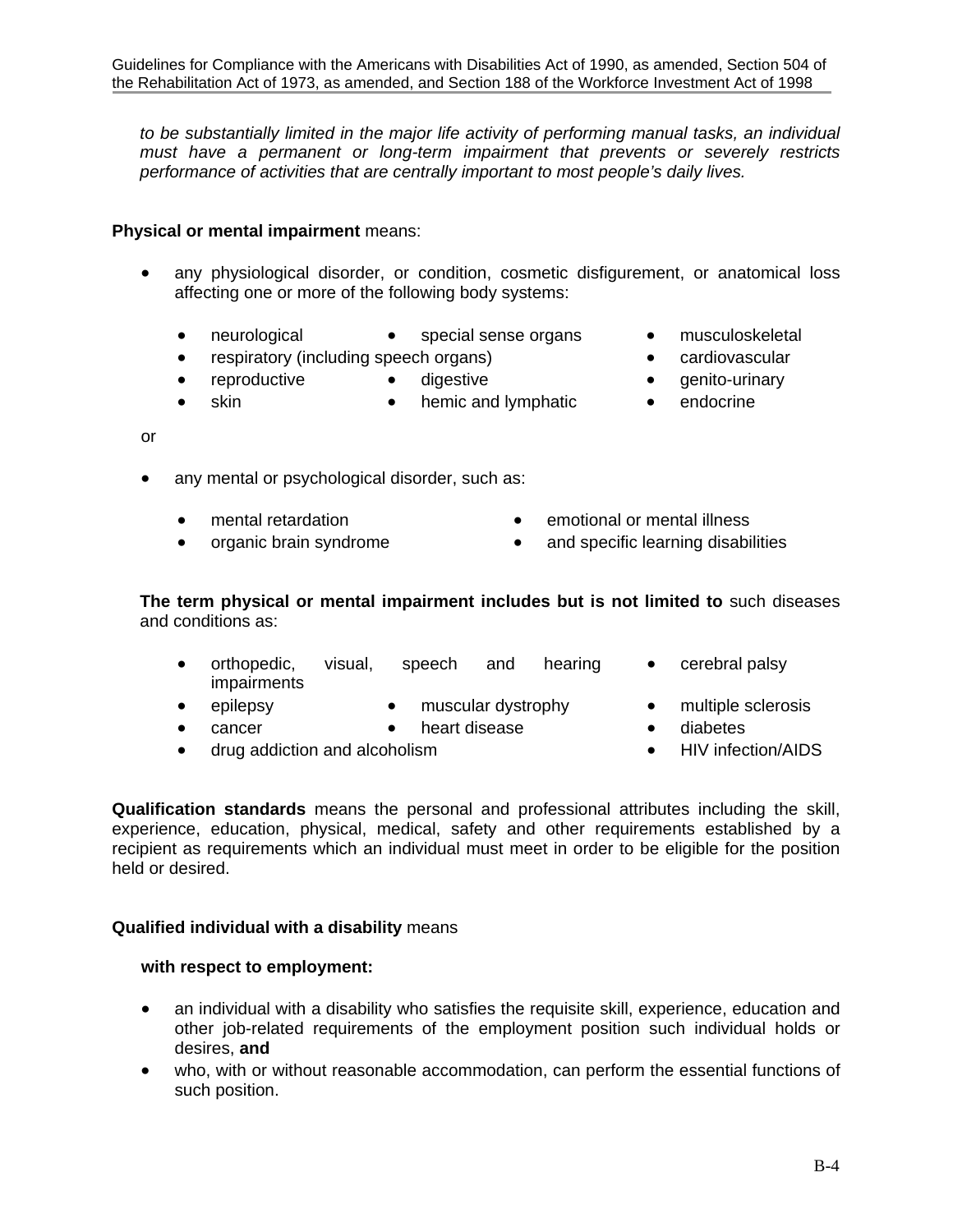*to be substantially limited in the major life activity of performing manual tasks, an individual must have a permanent or long-term impairment that prevents or severely restricts performance of activities that are centrally important to most people's daily lives.*

**Physical or mental impairment** means:

- any physiological disorder, or condition, cosmetic disfigurement, or anatomical loss affecting one or more of the following body systems:
  - neurological
  - special sense organs
  - musculoskeletal
  - respiratory (including speech organs)
  - cardiovascular
  - reproductive
  - digestive
  - genito-urinary
  - skin
  - hemic and lymphatic
  - endocrine

or

- any mental or psychological disorder, such as:
  - mental retardation
  - emotional or mental illness
  - organic brain syndrome
  - and specific learning disabilities

**The term physical or mental impairment includes but is not limited to** such diseases and conditions as:

- orthopedic, visual, speech and hearing impairments
- cerebral palsy
- epilepsy
- muscular dystrophy
- multiple sclerosis
- cancer
- heart disease
- diabetes
- drug addiction and alcoholism
- HIV infection/AIDS

**Qualification standards** means the personal and professional attributes including the skill, experience, education, physical, medical, safety and other requirements established by a recipient as requirements which an individual must meet in order to be eligible for the position held or desired.

**Qualified individual with a disability** means

**with respect to employment:**

- an individual with a disability who satisfies the requisite skill, experience, education and other job-related requirements of the employment position such individual holds or desires, **and**
- who, with or without reasonable accommodation, can perform the essential functions of such position.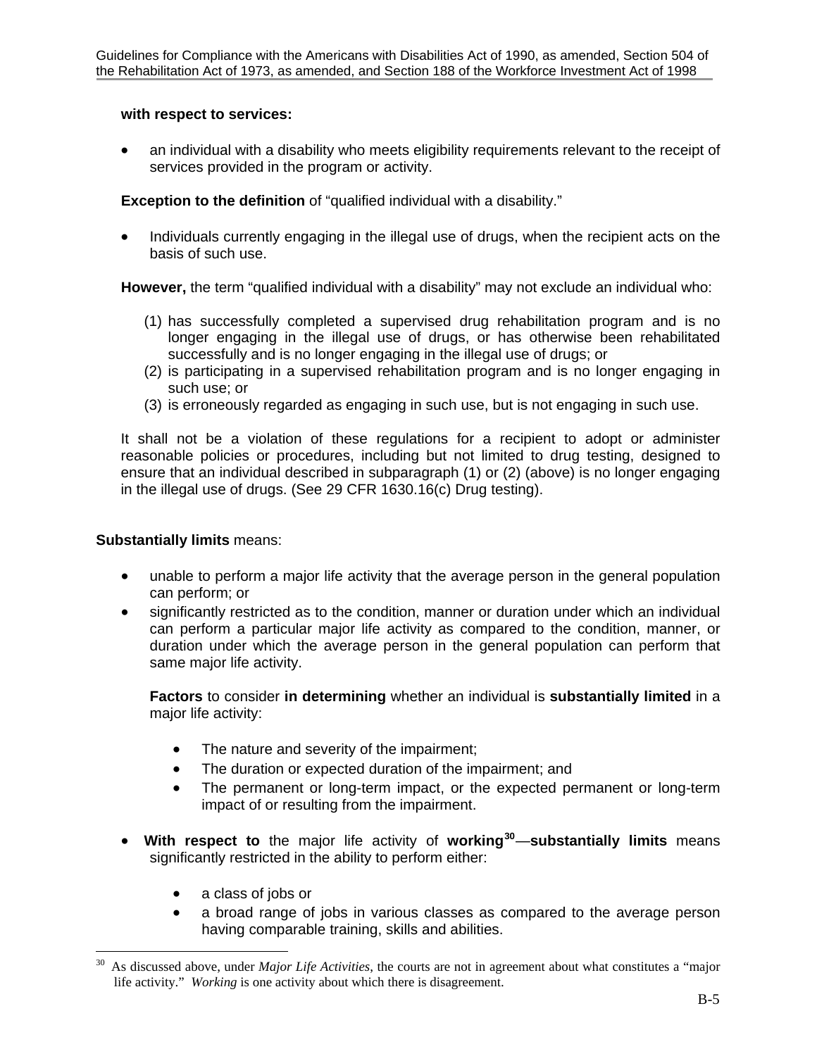**with respect to services:**

- an individual with a disability who meets eligibility requirements relevant to the receipt of services provided in the program or activity.

**Exception to the definition** of "qualified individual with a disability."

- Individuals currently engaging in the illegal use of drugs, when the recipient acts on the basis of such use.

**However,** the term "qualified individual with a disability" may not exclude an individual who:

(1) has successfully completed a supervised drug rehabilitation program and is no longer engaging in the illegal use of drugs, or has otherwise been rehabilitated successfully and is no longer engaging in the illegal use of drugs; or
(2) is participating in a supervised rehabilitation program and is no longer engaging in such use; or
(3) is erroneously regarded as engaging in such use, but is not engaging in such use.

It shall not be a violation of these regulations for a recipient to adopt or administer reasonable policies or procedures, including but not limited to drug testing, designed to ensure that an individual described in subparagraph (1) or (2) (above) is no longer engaging in the illegal use of drugs. (See 29 CFR 1630.16(c) Drug testing).

**Substantially limits** means:

- unable to perform a major life activity that the average person in the general population can perform; or
- significantly restricted as to the condition, manner or duration under which an individual can perform a particular major life activity as compared to the condition, manner, or duration under which the average person in the general population can perform that same major life activity.

  **Factors** to consider **in determining** whether an individual is **substantially limited** in a major life activity:

  - The nature and severity of the impairment;
  - The duration or expected duration of the impairment; and
  - The permanent or long-term impact, or the expected permanent or long-term impact of or resulting from the impairment.

- **With respect to** the major life activity of **working**[30]—**substantially limits** means significantly restricted in the ability to perform either:

  - a class of jobs or
  - a broad range of jobs in various classes as compared to the average person having comparable training, skills and abilities.

---

[30] As discussed above, under *Major Life Activities*, the courts are not in agreement about what constitutes a "major life activity." *Working* is one activity about which there is disagreement.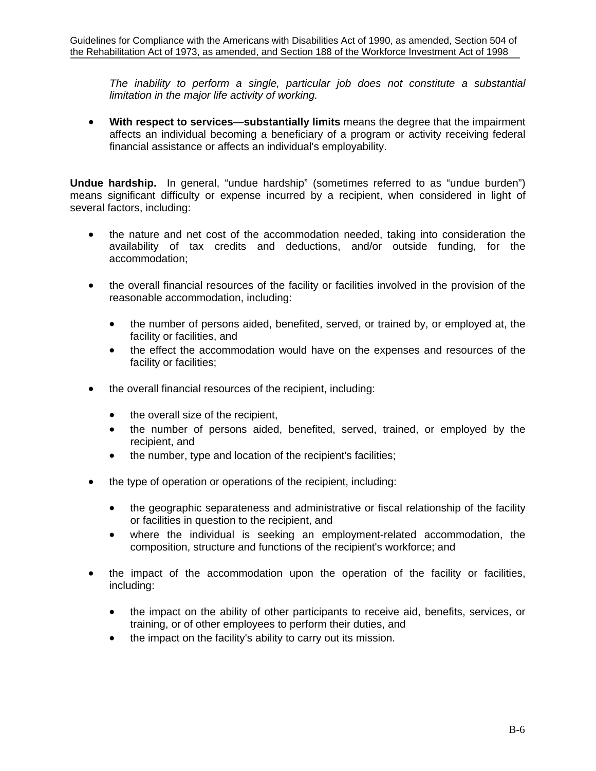*The inability to perform a single, particular job does not constitute a substantial limitation in the major life activity of working.*

- **With respect to services**—**substantially limits** means the degree that the impairment affects an individual becoming a beneficiary of a program or activity receiving federal financial assistance or affects an individual's employability.

**Undue hardship.** In general, "undue hardship" (sometimes referred to as "undue burden") means significant difficulty or expense incurred by a recipient, when considered in light of several factors, including:

- the nature and net cost of the accommodation needed, taking into consideration the availability of tax credits and deductions, and/or outside funding, for the accommodation;

- the overall financial resources of the facility or facilities involved in the provision of the reasonable accommodation, including:
  - the number of persons aided, benefited, served, or trained by, or employed at, the facility or facilities, and
  - the effect the accommodation would have on the expenses and resources of the facility or facilities;

- the overall financial resources of the recipient, including:
  - the overall size of the recipient,
  - the number of persons aided, benefited, served, trained, or employed by the recipient, and
  - the number, type and location of the recipient's facilities;

- the type of operation or operations of the recipient, including:
  - the geographic separateness and administrative or fiscal relationship of the facility or facilities in question to the recipient, and
  - where the individual is seeking an employment-related accommodation, the composition, structure and functions of the recipient's workforce; and

- the impact of the accommodation upon the operation of the facility or facilities, including:
  - the impact on the ability of other participants to receive aid, benefits, services, or training, or of other employees to perform their duties, and
  - the impact on the facility's ability to carry out its mission.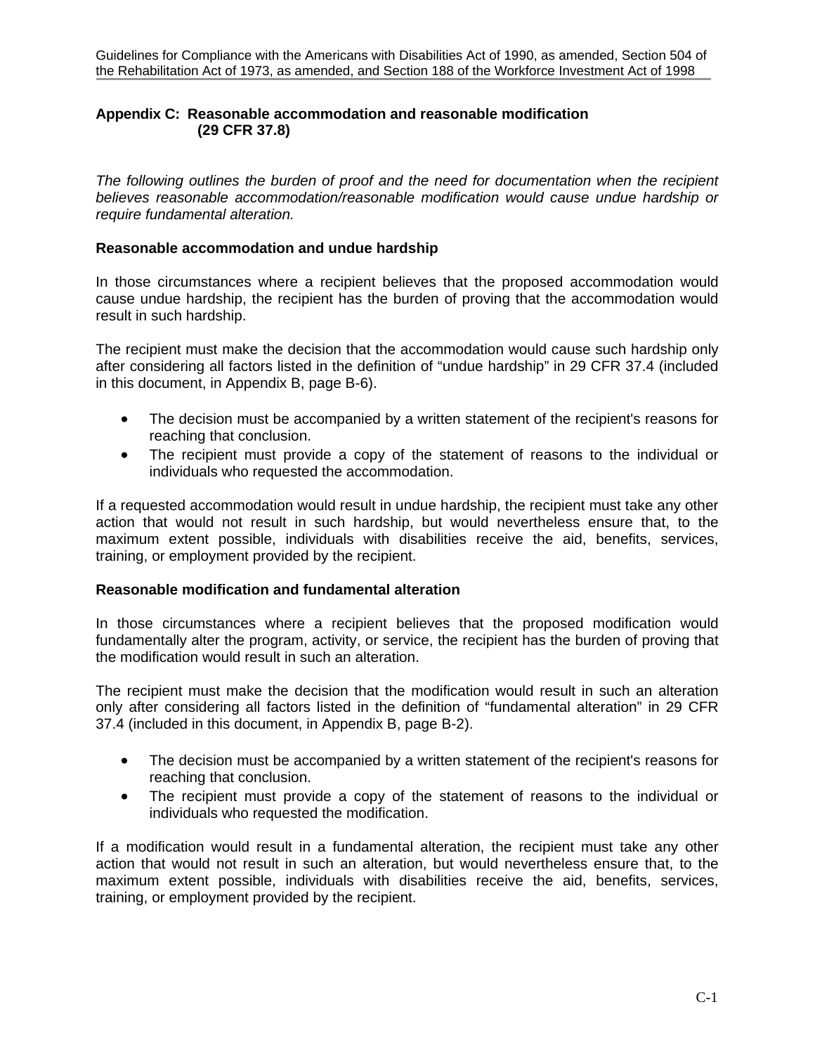## Appendix C: Reasonable accommodation and reasonable modification (29 CFR 37.8)

*The following outlines the burden of proof and the need for documentation when the recipient believes reasonable accommodation/reasonable modification would cause undue hardship or require fundamental alteration.*

### Reasonable accommodation and undue hardship

In those circumstances where a recipient believes that the proposed accommodation would cause undue hardship, the recipient has the burden of proving that the accommodation would result in such hardship.

The recipient must make the decision that the accommodation would cause such hardship only after considering all factors listed in the definition of "undue hardship" in 29 CFR 37.4 (included in this document, in Appendix B, page B-6).

- The decision must be accompanied by a written statement of the recipient's reasons for reaching that conclusion.
- The recipient must provide a copy of the statement of reasons to the individual or individuals who requested the accommodation.

If a requested accommodation would result in undue hardship, the recipient must take any other action that would not result in such hardship, but would nevertheless ensure that, to the maximum extent possible, individuals with disabilities receive the aid, benefits, services, training, or employment provided by the recipient.

### Reasonable modification and fundamental alteration

In those circumstances where a recipient believes that the proposed modification would fundamentally alter the program, activity, or service, the recipient has the burden of proving that the modification would result in such an alteration.

The recipient must make the decision that the modification would result in such an alteration only after considering all factors listed in the definition of "fundamental alteration" in 29 CFR 37.4 (included in this document, in Appendix B, page B-2).

- The decision must be accompanied by a written statement of the recipient's reasons for reaching that conclusion.
- The recipient must provide a copy of the statement of reasons to the individual or individuals who requested the modification.

If a modification would result in a fundamental alteration, the recipient must take any other action that would not result in such an alteration, but would nevertheless ensure that, to the maximum extent possible, individuals with disabilities receive the aid, benefits, services, training, or employment provided by the recipient.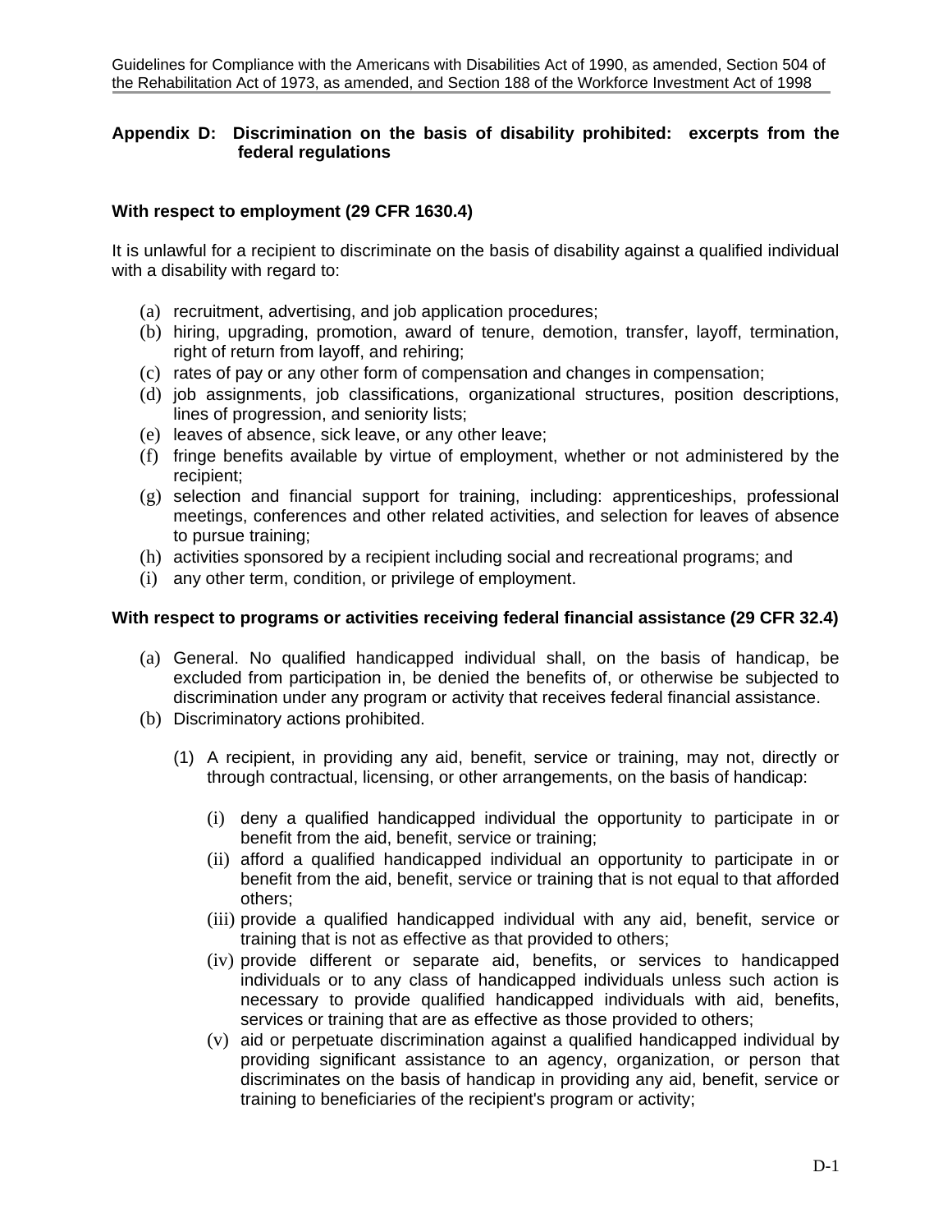## Appendix D: Discrimination on the basis of disability prohibited: excerpts from the federal regulations

### With respect to employment (29 CFR 1630.4)

It is unlawful for a recipient to discriminate on the basis of disability against a qualified individual with a disability with regard to:

(a) recruitment, advertising, and job application procedures;
(b) hiring, upgrading, promotion, award of tenure, demotion, transfer, layoff, termination, right of return from layoff, and rehiring;
(c) rates of pay or any other form of compensation and changes in compensation;
(d) job assignments, job classifications, organizational structures, position descriptions, lines of progression, and seniority lists;
(e) leaves of absence, sick leave, or any other leave;
(f) fringe benefits available by virtue of employment, whether or not administered by the recipient;
(g) selection and financial support for training, including: apprenticeships, professional meetings, conferences and other related activities, and selection for leaves of absence to pursue training;
(h) activities sponsored by a recipient including social and recreational programs; and
(i) any other term, condition, or privilege of employment.

### With respect to programs or activities receiving federal financial assistance (29 CFR 32.4)

(a) General. No qualified handicapped individual shall, on the basis of handicap, be excluded from participation in, be denied the benefits of, or otherwise be subjected to discrimination under any program or activity that receives federal financial assistance.
(b) Discriminatory actions prohibited.

   (1) A recipient, in providing any aid, benefit, service or training, may not, directly or through contractual, licensing, or other arrangements, on the basis of handicap:

      (i) deny a qualified handicapped individual the opportunity to participate in or benefit from the aid, benefit, service or training;
      (ii) afford a qualified handicapped individual an opportunity to participate in or benefit from the aid, benefit, service or training that is not equal to that afforded others;
      (iii) provide a qualified handicapped individual with any aid, benefit, service or training that is not as effective as that provided to others;
      (iv) provide different or separate aid, benefits, or services to handicapped individuals or to any class of handicapped individuals unless such action is necessary to provide qualified handicapped individuals with aid, benefits, services or training that are as effective as those provided to others;
      (v) aid or perpetuate discrimination against a qualified handicapped individual by providing significant assistance to an agency, organization, or person that discriminates on the basis of handicap in providing any aid, benefit, service or training to beneficiaries of the recipient's program or activity;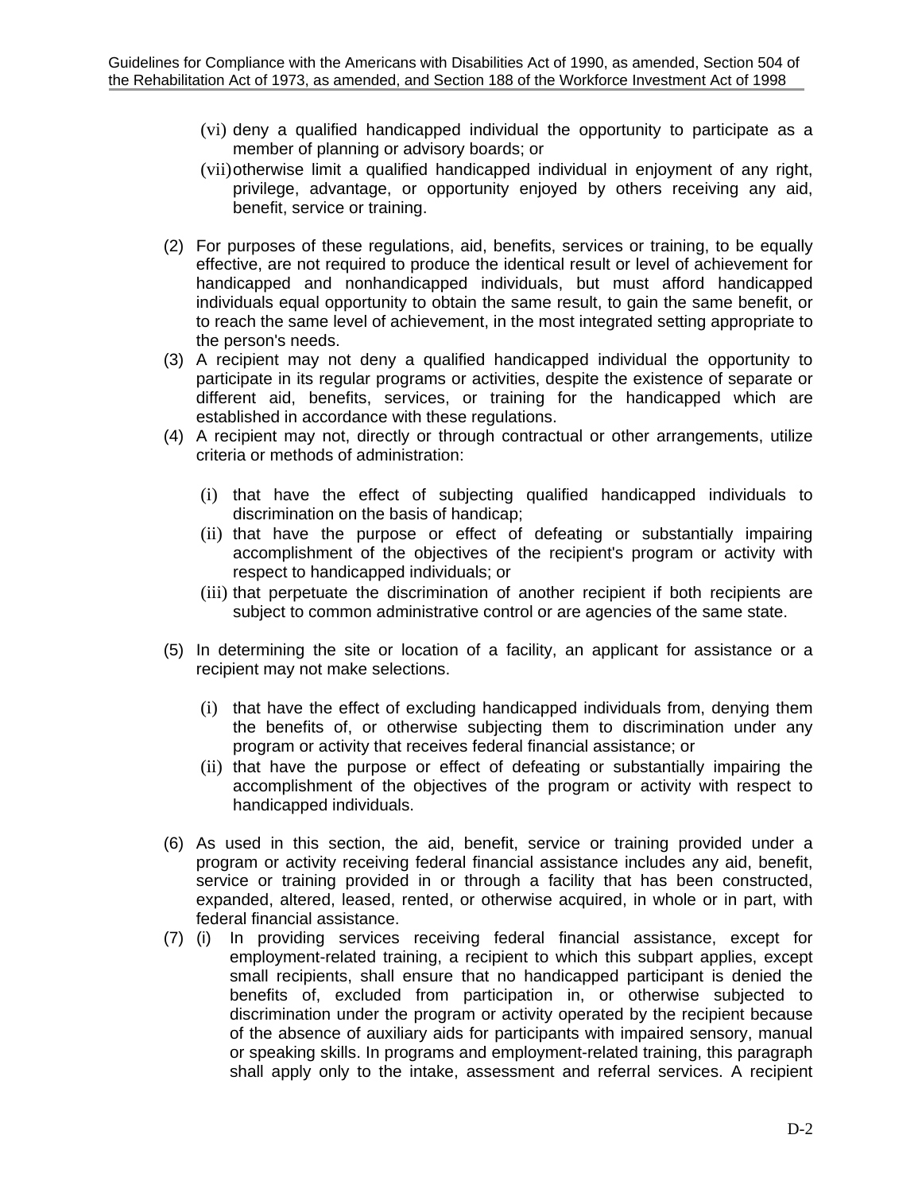(vi) deny a qualified handicapped individual the opportunity to participate as a member of planning or advisory boards; or

(vii) otherwise limit a qualified handicapped individual in enjoyment of any right, privilege, advantage, or opportunity enjoyed by others receiving any aid, benefit, service or training.

(2) For purposes of these regulations, aid, benefits, services or training, to be equally effective, are not required to produce the identical result or level of achievement for handicapped and nonhandicapped individuals, but must afford handicapped individuals equal opportunity to obtain the same result, to gain the same benefit, or to reach the same level of achievement, in the most integrated setting appropriate to the person's needs.

(3) A recipient may not deny a qualified handicapped individual the opportunity to participate in its regular programs or activities, despite the existence of separate or different aid, benefits, services, or training for the handicapped which are established in accordance with these regulations.

(4) A recipient may not, directly or through contractual or other arrangements, utilize criteria or methods of administration:

(i) that have the effect of subjecting qualified handicapped individuals to discrimination on the basis of handicap;

(ii) that have the purpose or effect of defeating or substantially impairing accomplishment of the objectives of the recipient's program or activity with respect to handicapped individuals; or

(iii) that perpetuate the discrimination of another recipient if both recipients are subject to common administrative control or are agencies of the same state.

(5) In determining the site or location of a facility, an applicant for assistance or a recipient may not make selections.

(i) that have the effect of excluding handicapped individuals from, denying them the benefits of, or otherwise subjecting them to discrimination under any program or activity that receives federal financial assistance; or

(ii) that have the purpose or effect of defeating or substantially impairing the accomplishment of the objectives of the program or activity with respect to handicapped individuals.

(6) As used in this section, the aid, benefit, service or training provided under a program or activity receiving federal financial assistance includes any aid, benefit, service or training provided in or through a facility that has been constructed, expanded, altered, leased, rented, or otherwise acquired, in whole or in part, with federal financial assistance.

(7) (i) In providing services receiving federal financial assistance, except for employment-related training, a recipient to which this subpart applies, except small recipients, shall ensure that no handicapped participant is denied the benefits of, excluded from participation in, or otherwise subjected to discrimination under the program or activity operated by the recipient because of the absence of auxiliary aids for participants with impaired sensory, manual or speaking skills. In programs and employment-related training, this paragraph shall apply only to the intake, assessment and referral services. A recipient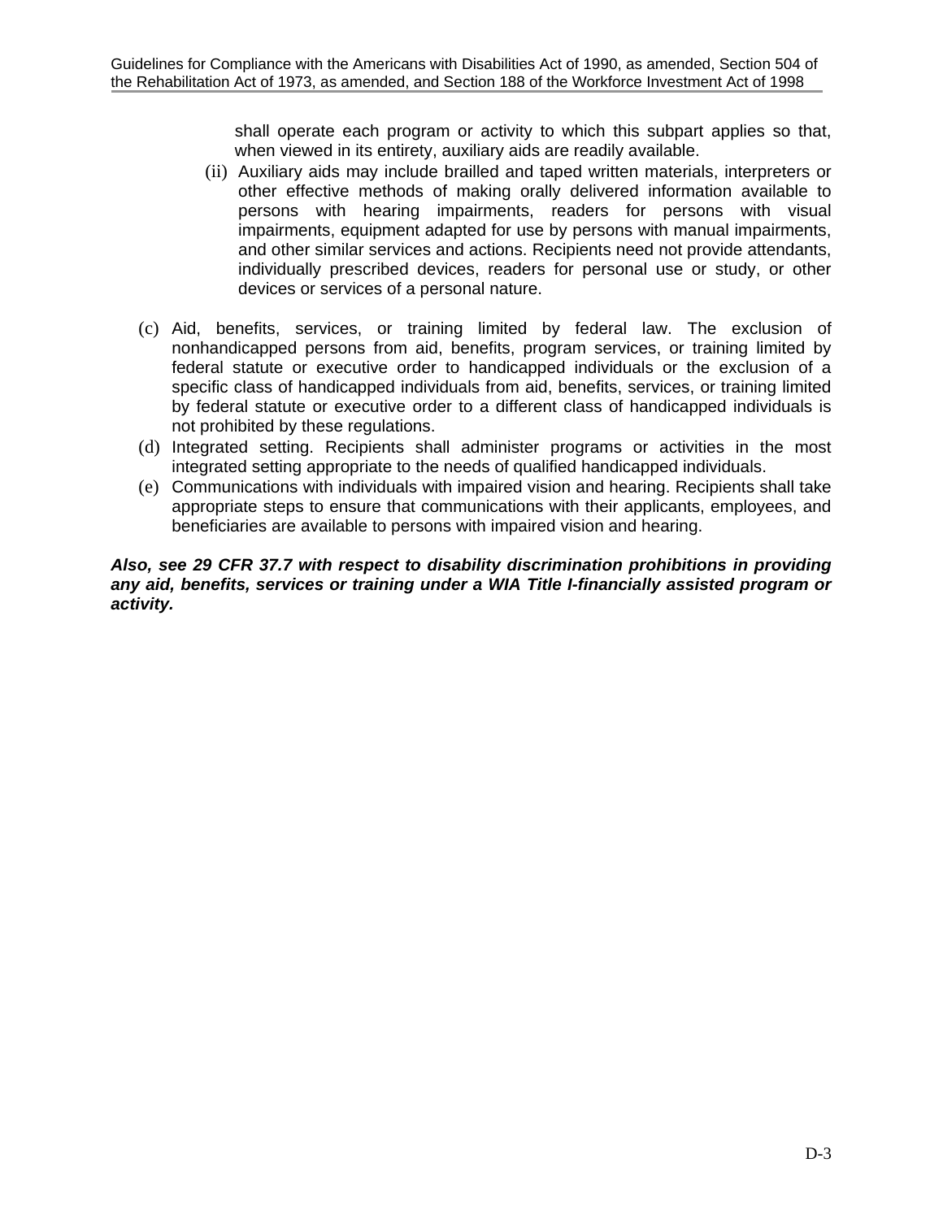shall operate each program or activity to which this subpart applies so that, when viewed in its entirety, auxiliary aids are readily available.

(ii) Auxiliary aids may include brailled and taped written materials, interpreters or other effective methods of making orally delivered information available to persons with hearing impairments, readers for persons with visual impairments, equipment adapted for use by persons with manual impairments, and other similar services and actions. Recipients need not provide attendants, individually prescribed devices, readers for personal use or study, or other devices or services of a personal nature.

(c) Aid, benefits, services, or training limited by federal law. The exclusion of nonhandicapped persons from aid, benefits, program services, or training limited by federal statute or executive order to handicapped individuals or the exclusion of a specific class of handicapped individuals from aid, benefits, services, or training limited by federal statute or executive order to a different class of handicapped individuals is not prohibited by these regulations.

(d) Integrated setting. Recipients shall administer programs or activities in the most integrated setting appropriate to the needs of qualified handicapped individuals.

(e) Communications with individuals with impaired vision and hearing. Recipients shall take appropriate steps to ensure that communications with their applicants, employees, and beneficiaries are available to persons with impaired vision and hearing.

***Also, see 29 CFR 37.7 with respect to disability discrimination prohibitions in providing any aid, benefits, services or training under a WIA Title I-financially assisted program or activity.***